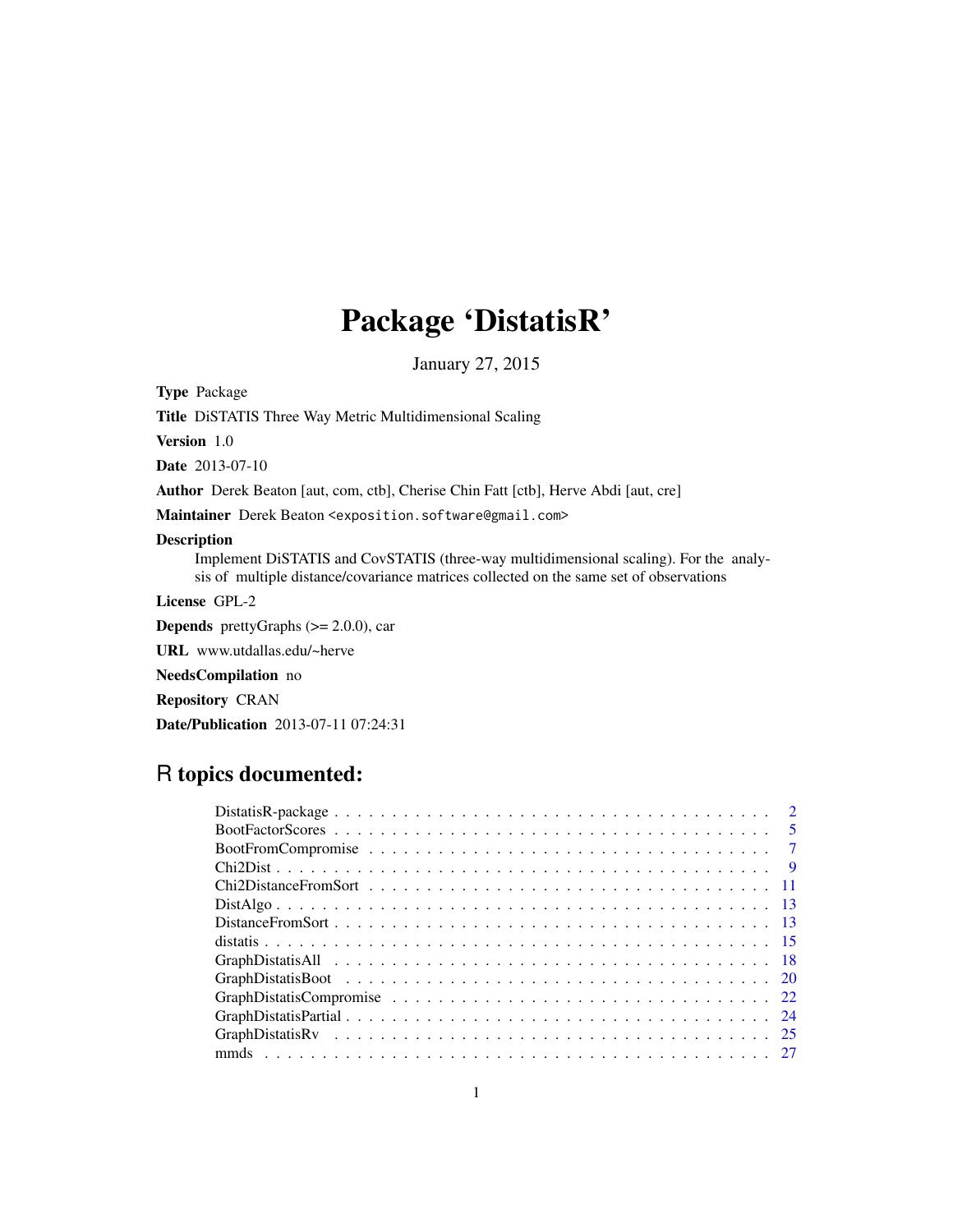# Package 'DistatisR'

January 27, 2015

**Type** Package

**Title** DiSTATIS Three Way Metric Multidimensional Scaling

**Version** 1.0

**Date** 2013-07-10

**Author** Derek Beaton [aut, com, ctb], Cherise Chin Fatt [ctb], Herve Abdi [aut, cre]

**Maintainer** Derek Beaton <exposition.software@gmail.com>

**Description**
Implement DiSTATIS and CovSTATIS (three-way multidimensional scaling). For the analysis of multiple distance/covariance matrices collected on the same set of observations

**License** GPL-2

**Depends** prettyGraphs (>= 2.0.0), car

**URL** www.utdallas.edu/~herve

**NeedsCompilation** no

**Repository** CRAN

**Date/Publication** 2013-07-11 07:24:31

## R topics documented:

DistatisR-package . . . . . . . . . . . . . . . . . . . . . . . . . . . . . . . . . . . . . . 2
BootFactorScores . . . . . . . . . . . . . . . . . . . . . . . . . . . . . . . . . . . . . . 5
BootFromCompromise . . . . . . . . . . . . . . . . . . . . . . . . . . . . . . . . . . . 7
Chi2Dist . . . . . . . . . . . . . . . . . . . . . . . . . . . . . . . . . . . . . . . . . . 9
Chi2DistanceFromSort . . . . . . . . . . . . . . . . . . . . . . . . . . . . . . . . . . 11
DistAlgo . . . . . . . . . . . . . . . . . . . . . . . . . . . . . . . . . . . . . . . . . . 13
DistanceFromSort . . . . . . . . . . . . . . . . . . . . . . . . . . . . . . . . . . . . . 13
distatis . . . . . . . . . . . . . . . . . . . . . . . . . . . . . . . . . . . . . . . . . . . 15
GraphDistatisAll . . . . . . . . . . . . . . . . . . . . . . . . . . . . . . . . . . . . . 18
GraphDistatisBoot . . . . . . . . . . . . . . . . . . . . . . . . . . . . . . . . . . . . 20
GraphDistatisCompromise . . . . . . . . . . . . . . . . . . . . . . . . . . . . . . . . 22
GraphDistatisPartial . . . . . . . . . . . . . . . . . . . . . . . . . . . . . . . . . . . 24
GraphDistatisRv . . . . . . . . . . . . . . . . . . . . . . . . . . . . . . . . . . . . . 25
mmds . . . . . . . . . . . . . . . . . . . . . . . . . . . . . . . . . . . . . . . . . . . 27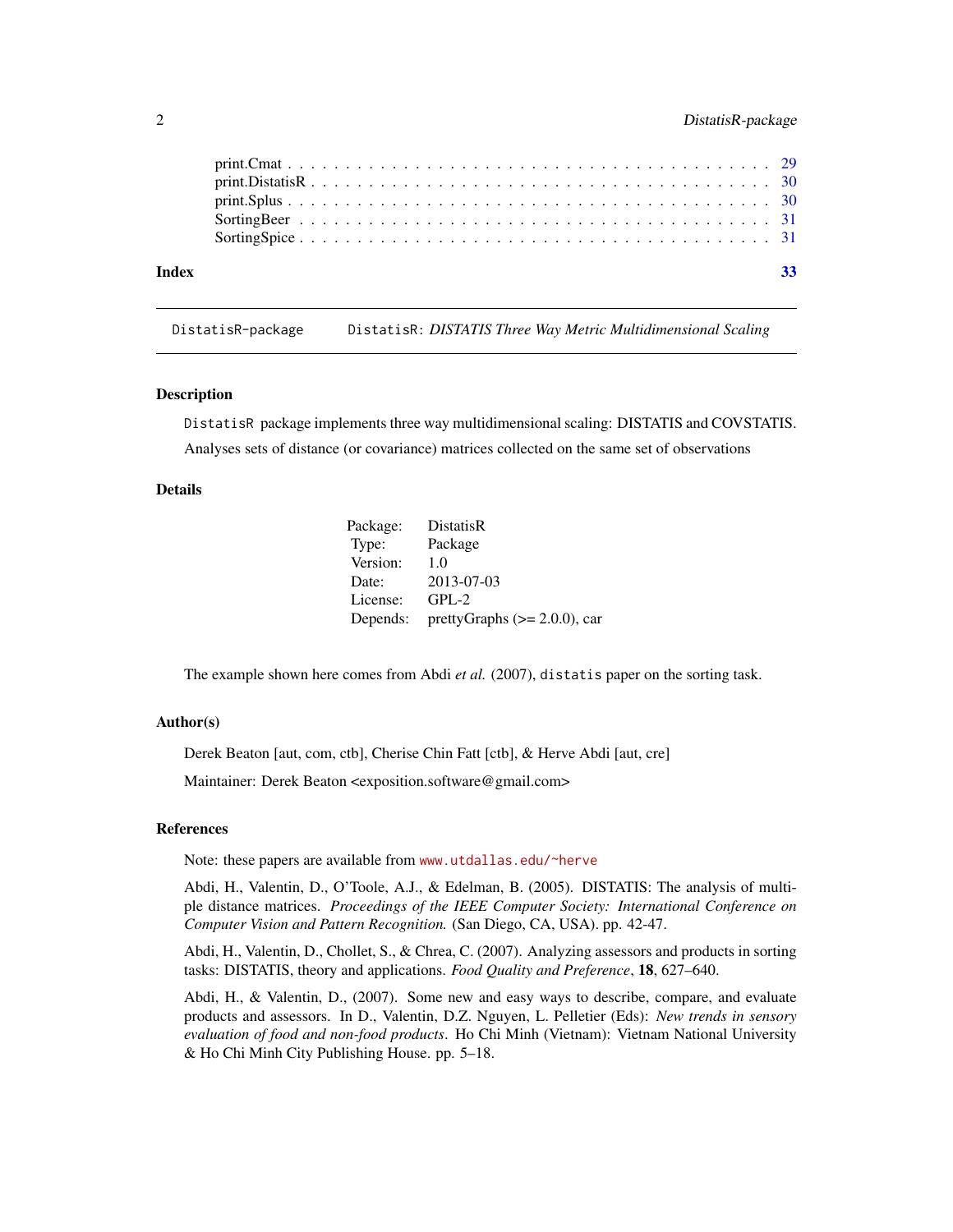print.Cmat . . . . . . . . . . . . . . . . . . . . . . . . . . . . . . . . . . . . . . . . 29
print.DistatisR . . . . . . . . . . . . . . . . . . . . . . . . . . . . . . . . . . . . . 30
print.Splus . . . . . . . . . . . . . . . . . . . . . . . . . . . . . . . . . . . . . . . . 30
SortingBeer . . . . . . . . . . . . . . . . . . . . . . . . . . . . . . . . . . . . . . . . 31
SortingSpice . . . . . . . . . . . . . . . . . . . . . . . . . . . . . . . . . . . . . . . 31

**Index** **33**

---

DistatisR-package    DistatisR: *DISTATIS Three Way Metric Multidimensional Scaling*

---

### Description

`DistatisR` package implements three way multidimensional scaling: DISTATIS and COVSTATIS.

Analyses sets of distance (or covariance) matrices collected on the same set of observations

### Details

| | |
|---|---|
| Package: | DistatisR |
| Type: | Package |
| Version: | 1.0 |
| Date: | 2013-07-03 |
| License: | GPL-2 |
| Depends: | prettyGraphs (>= 2.0.0), car |

The example shown here comes from Abdi *et al.* (2007), `distatis` paper on the sorting task.

### Author(s)

Derek Beaton [aut, com, ctb], Cherise Chin Fatt [ctb], & Herve Abdi [aut, cre]

Maintainer: Derek Beaton <exposition.software@gmail.com>

### References

Note: these papers are available from `www.utdallas.edu/~herve`

Abdi, H., Valentin, D., O'Toole, A.J., & Edelman, B. (2005). DISTATIS: The analysis of multiple distance matrices. *Proceedings of the IEEE Computer Society: International Conference on Computer Vision and Pattern Recognition.* (San Diego, CA, USA). pp. 42-47.

Abdi, H., Valentin, D., Chollet, S., & Chrea, C. (2007). Analyzing assessors and products in sorting tasks: DISTATIS, theory and applications. *Food Quality and Preference*, **18**, 627–640.

Abdi, H., & Valentin, D., (2007). Some new and easy ways to describe, compare, and evaluate products and assessors. In D., Valentin, D.Z. Nguyen, L. Pelletier (Eds): *New trends in sensory evaluation of food and non-food products*. Ho Chi Minh (Vietnam): Vietnam National University & Ho Chi Minh City Publishing House. pp. 5–18.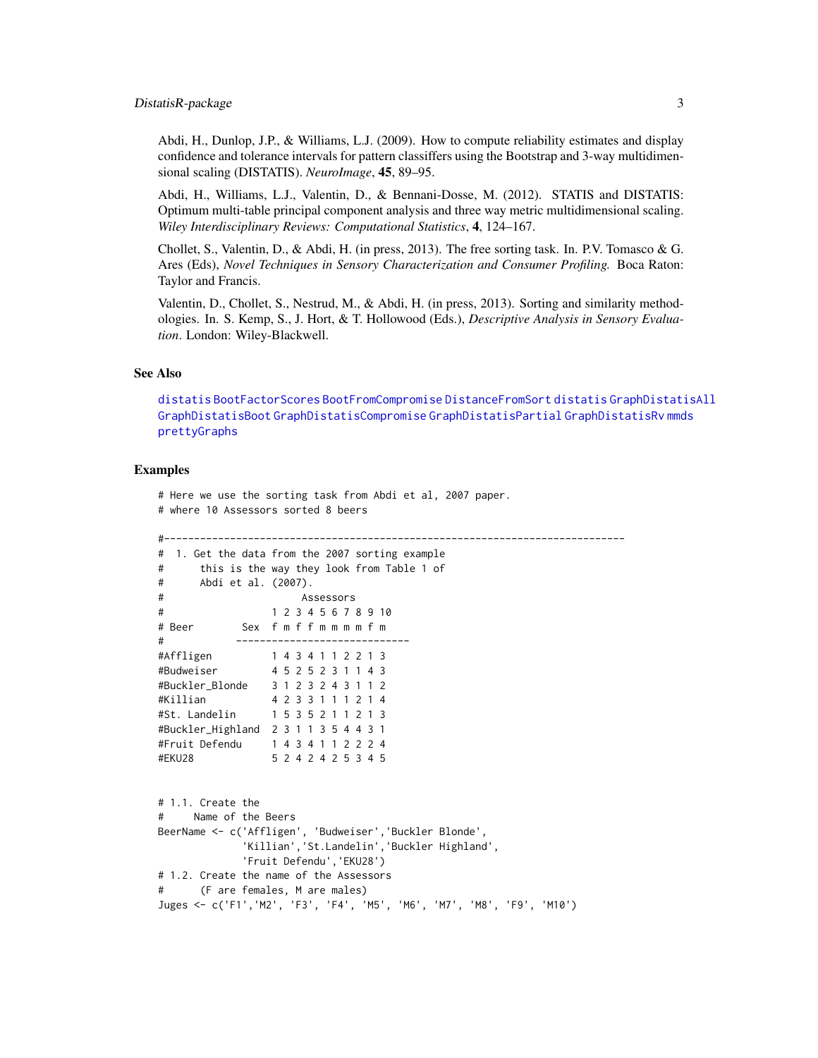Abdi, H., Dunlop, J.P., & Williams, L.J. (2009). How to compute reliability estimates and display confidence and tolerance intervals for pattern classiffers using the Bootstrap and 3-way multidimensional scaling (DISTATIS). *NeuroImage*, **45**, 89–95.

Abdi, H., Williams, L.J., Valentin, D., & Bennani-Dosse, M. (2012). STATIS and DISTATIS: Optimum multi-table principal component analysis and three way metric multidimensional scaling. *Wiley Interdisciplinary Reviews: Computational Statistics*, **4**, 124–167.

Chollet, S., Valentin, D., & Abdi, H. (in press, 2013). The free sorting task. In. P.V. Tomasco & G. Ares (Eds), *Novel Techniques in Sensory Characterization and Consumer Profiling.* Boca Raton: Taylor and Francis.

Valentin, D., Chollet, S., Nestrud, M., & Abdi, H. (in press, 2013). Sorting and similarity methodologies. In. S. Kemp, S., J. Hort, & T. Hollowood (Eds.), *Descriptive Analysis in Sensory Evaluation*. London: Wiley-Blackwell.

### See Also

distatis BootFactorScores BootFromCompromise DistanceFromSort distatis GraphDistatisAll GraphDistatisBoot GraphDistatisCompromise GraphDistatisPartial GraphDistatisRv mmds prettyGraphs

### Examples

```
# Here we use the sorting task from Abdi et al, 2007 paper.
# where 10 Assessors sorted 8 beers

#-----------------------------------------------------------------------------
#  1. Get the data from the 2007 sorting example
#      this is the way they look from Table 1 of
#      Abdi et al. (2007).
#                       Assessors
#                   1 2 3 4 5 6 7 8 9 10
# Beer        Sex  f m f f m m m m f m
#            -----------------------------
#Affligen          1 4 3 4 1 1 2 2 1 3
#Budweiser         4 5 2 5 2 3 1 1 4 3
#Buckler_Blonde    3 1 2 3 2 4 3 1 1 2
#Killian           4 2 3 3 1 1 1 2 1 4
#St. Landelin      1 5 3 5 2 1 1 2 1 3
#Buckler_Highland  2 3 1 1 3 5 4 4 3 1
#Fruit Defendu     1 4 3 4 1 1 2 2 2 4
#EKU28             5 2 4 2 4 2 5 3 4 5


# 1.1. Create the
#     Name of the Beers
BeerName <- c('Affligen', 'Budweiser','Buckler Blonde',
              'Killian','St.Landelin','Buckler Highland',
              'Fruit Defendu','EKU28')
# 1.2. Create the name of the Assessors
#      (F are females, M are males)
Juges <- c('F1','M2', 'F3', 'F4', 'M5', 'M6', 'M7', 'M8', 'F9', 'M10')
```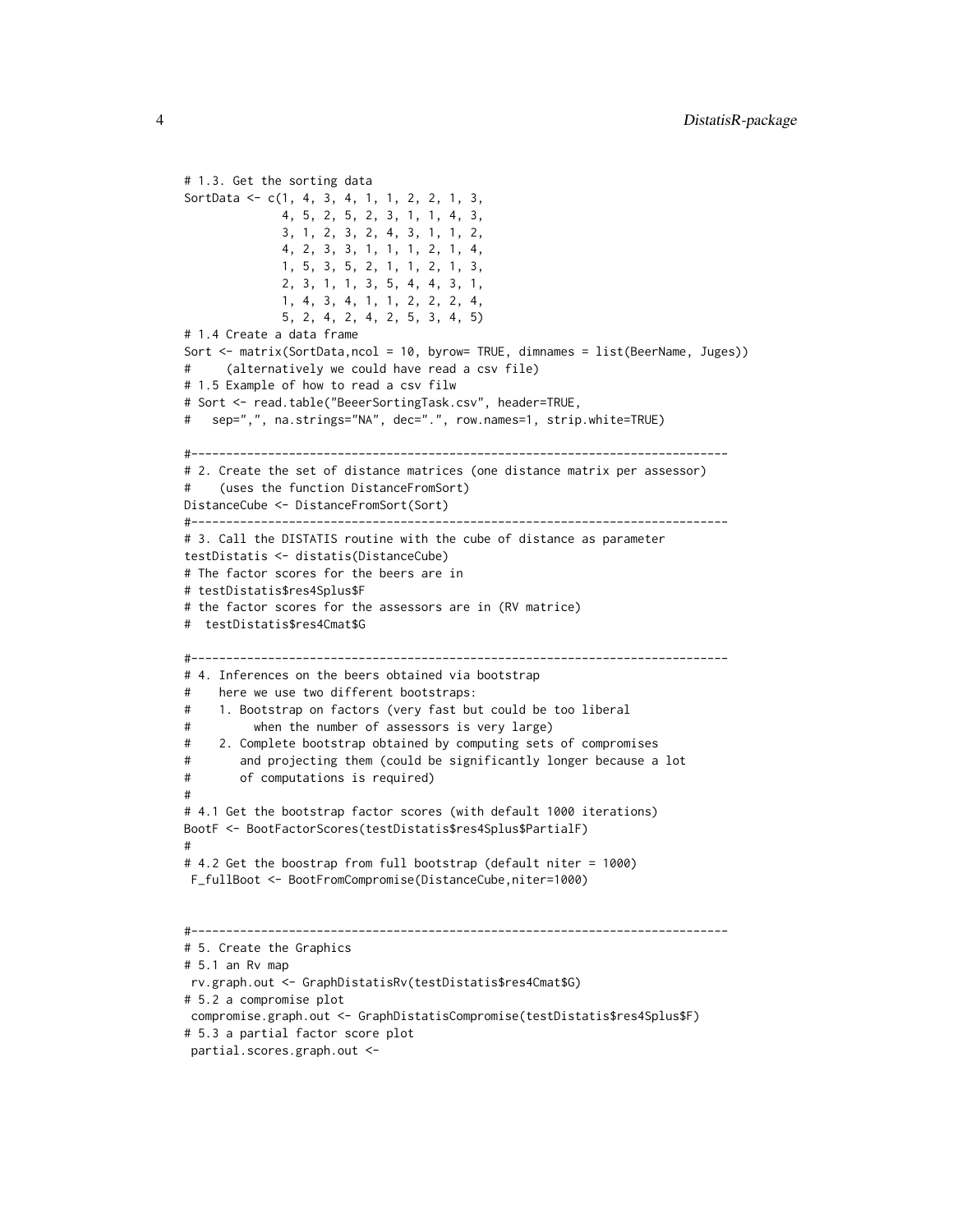```
# 1.3. Get the sorting data
SortData <- c(1, 4, 3, 4, 1, 1, 2, 2, 1, 3,
              4, 5, 2, 5, 2, 3, 1, 1, 4, 3,
              3, 1, 2, 3, 2, 4, 3, 1, 1, 2,
              4, 2, 3, 3, 1, 1, 1, 2, 1, 4,
              1, 5, 3, 5, 2, 1, 1, 2, 1, 3,
              2, 3, 1, 1, 3, 5, 4, 4, 3, 1,
              1, 4, 3, 4, 1, 1, 2, 2, 2, 4,
              5, 2, 4, 2, 4, 2, 5, 3, 4, 5)
# 1.4 Create a data frame
Sort <- matrix(SortData,ncol = 10, byrow= TRUE, dimnames = list(BeerName, Juges))
#     (alternatively we could have read a csv file)
# 1.5 Example of how to read a csv filw
# Sort <- read.table("BeeerSortingTask.csv", header=TRUE,
#   sep=",", na.strings="NA", dec=".", row.names=1, strip.white=TRUE)

#-----------------------------------------------------------------------------
# 2. Create the set of distance matrices (one distance matrix per assessor)
#    (uses the function DistanceFromSort)
DistanceCube <- DistanceFromSort(Sort)
#-----------------------------------------------------------------------------
# 3. Call the DISTATIS routine with the cube of distance as parameter
testDistatis <- distatis(DistanceCube)
# The factor scores for the beers are in
# testDistatis$res4Splus$F
# the factor scores for the assessors are in (RV matrice)
#  testDistatis$res4Cmat$G

#-----------------------------------------------------------------------------
# 4. Inferences on the beers obtained via bootstrap
#    here we use two different bootstraps:
#    1. Bootstrap on factors (very fast but could be too liberal
#         when the number of assessors is very large)
#    2. Complete bootstrap obtained by computing sets of compromises
#       and projecting them (could be significantly longer because a lot
#       of computations is required)
#
# 4.1 Get the bootstrap factor scores (with default 1000 iterations)
BootF <- BootFactorScores(testDistatis$res4Splus$PartialF)
#
# 4.2 Get the boostrap from full bootstrap (default niter = 1000)
 F_fullBoot <- BootFromCompromise(DistanceCube,niter=1000)


#-----------------------------------------------------------------------------
# 5. Create the Graphics
# 5.1 an Rv map
 rv.graph.out <- GraphDistatisRv(testDistatis$res4Cmat$G)
# 5.2 a compromise plot
 compromise.graph.out <- GraphDistatisCompromise(testDistatis$res4Splus$F)
# 5.3 a partial factor score plot
 partial.scores.graph.out <-
```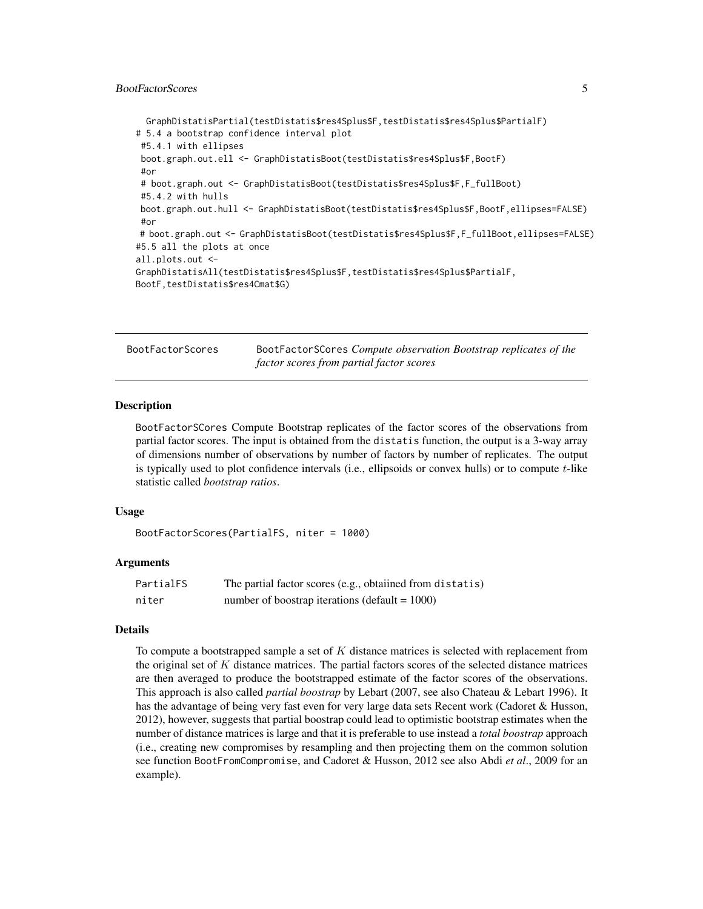```
  GraphDistatisPartial(testDistatis$res4Splus$F,testDistatis$res4Splus$PartialF)
# 5.4 a bootstrap confidence interval plot
 #5.4.1 with ellipses
 boot.graph.out.ell <- GraphDistatisBoot(testDistatis$res4Splus$F,BootF)
 #or
 # boot.graph.out <- GraphDistatisBoot(testDistatis$res4Splus$F,F_fullBoot)
 #5.4.2 with hulls
 boot.graph.out.hull <- GraphDistatisBoot(testDistatis$res4Splus$F,BootF,ellipses=FALSE)
 #or
 # boot.graph.out <- GraphDistatisBoot(testDistatis$res4Splus$F,F_fullBoot,ellipses=FALSE)
#5.5 all the plots at once
all.plots.out <-
GraphDistatisAll(testDistatis$res4Splus$F,testDistatis$res4Splus$PartialF,
BootF,testDistatis$res4Cmat$G)
```

---

## BootFactorScores — BootFactorSCores *Compute observation Bootstrap replicates of the factor scores from partial factor scores*

### Description

BootFactorSCores Compute Bootstrap replicates of the factor scores of the observations from partial factor scores. The input is obtained from the distatis function, the output is a 3-way array of dimensions number of observations by number of factors by number of replicates. The output is typically used to plot confidence intervals (i.e., ellipsoids or convex hulls) or to compute $t$-like statistic called *bootstrap ratios*.

### Usage

```
BootFactorScores(PartialFS, niter = 1000)
```

### Arguments

| | |
|---|---|
| PartialFS | The partial factor scores (e.g., obtaiined from distatis) |
| niter | number of boostrap iterations (default = 1000) |

### Details

To compute a bootstrapped sample a set of $K$ distance matrices is selected with replacement from the original set of $K$ distance matrices. The partial factors scores of the selected distance matrices are then averaged to produce the bootstrapped estimate of the factor scores of the observations. This approach is also called *partial boostrap* by Lebart (2007, see also Chateau & Lebart 1996). It has the advantage of being very fast even for very large data sets Recent work (Cadoret & Husson, 2012), however, suggests that partial boostrap could lead to optimistic bootstrap estimates when the number of distance matrices is large and that it is preferable to use instead a *total boostrap* approach (i.e., creating new compromises by resampling and then projecting them on the common solution see function BootFromCompromise, and Cadoret & Husson, 2012 see also Abdi *et al*., 2009 for an example).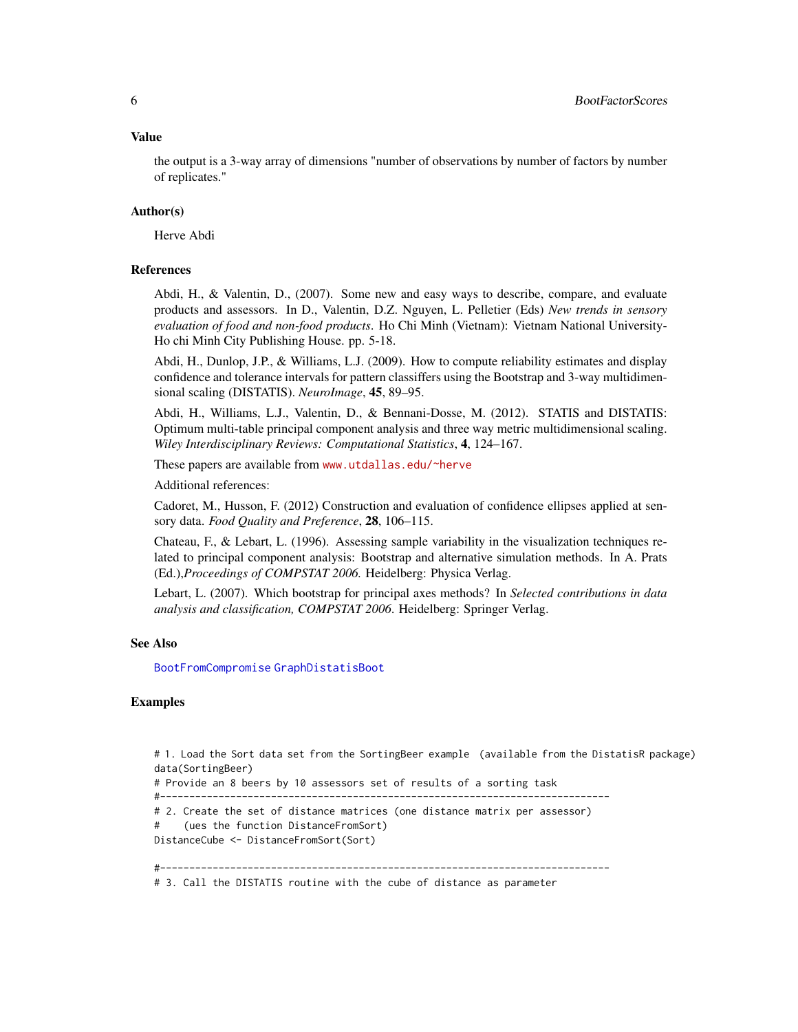### Value

the output is a 3-way array of dimensions "number of observations by number of factors by number of replicates."

### Author(s)

Herve Abdi

### References

Abdi, H., & Valentin, D., (2007). Some new and easy ways to describe, compare, and evaluate products and assessors. In D., Valentin, D.Z. Nguyen, L. Pelletier (Eds) *New trends in sensory evaluation of food and non-food products*. Ho Chi Minh (Vietnam): Vietnam National University-Ho chi Minh City Publishing House. pp. 5-18.

Abdi, H., Dunlop, J.P., & Williams, L.J. (2009). How to compute reliability estimates and display confidence and tolerance intervals for pattern classiffers using the Bootstrap and 3-way multidimensional scaling (DISTATIS). *NeuroImage*, **45**, 89–95.

Abdi, H., Williams, L.J., Valentin, D., & Bennani-Dosse, M. (2012). STATIS and DISTATIS: Optimum multi-table principal component analysis and three way metric multidimensional scaling. *Wiley Interdisciplinary Reviews: Computational Statistics*, **4**, 124–167.

These papers are available from www.utdallas.edu/~herve

Additional references:

Cadoret, M., Husson, F. (2012) Construction and evaluation of confidence ellipses applied at sensory data. *Food Quality and Preference*, **28**, 106–115.

Chateau, F., & Lebart, L. (1996). Assessing sample variability in the visualization techniques related to principal component analysis: Bootstrap and alternative simulation methods. In A. Prats (Ed.),*Proceedings of COMPSTAT 2006.* Heidelberg: Physica Verlag.

Lebart, L. (2007). Which bootstrap for principal axes methods? In *Selected contributions in data analysis and classification, COMPSTAT 2006*. Heidelberg: Springer Verlag.

### See Also

BootFromCompromise GraphDistatisBoot

### Examples

```
# 1. Load the Sort data set from the SortingBeer example  (available from the DistatisR package)
data(SortingBeer)
# Provide an 8 beers by 10 assessors set of results of a sorting task
#-----------------------------------------------------------------------------
# 2. Create the set of distance matrices (one distance matrix per assessor)
#    (ues the function DistanceFromSort)
DistanceCube <- DistanceFromSort(Sort)

#-----------------------------------------------------------------------------
# 3. Call the DISTATIS routine with the cube of distance as parameter
```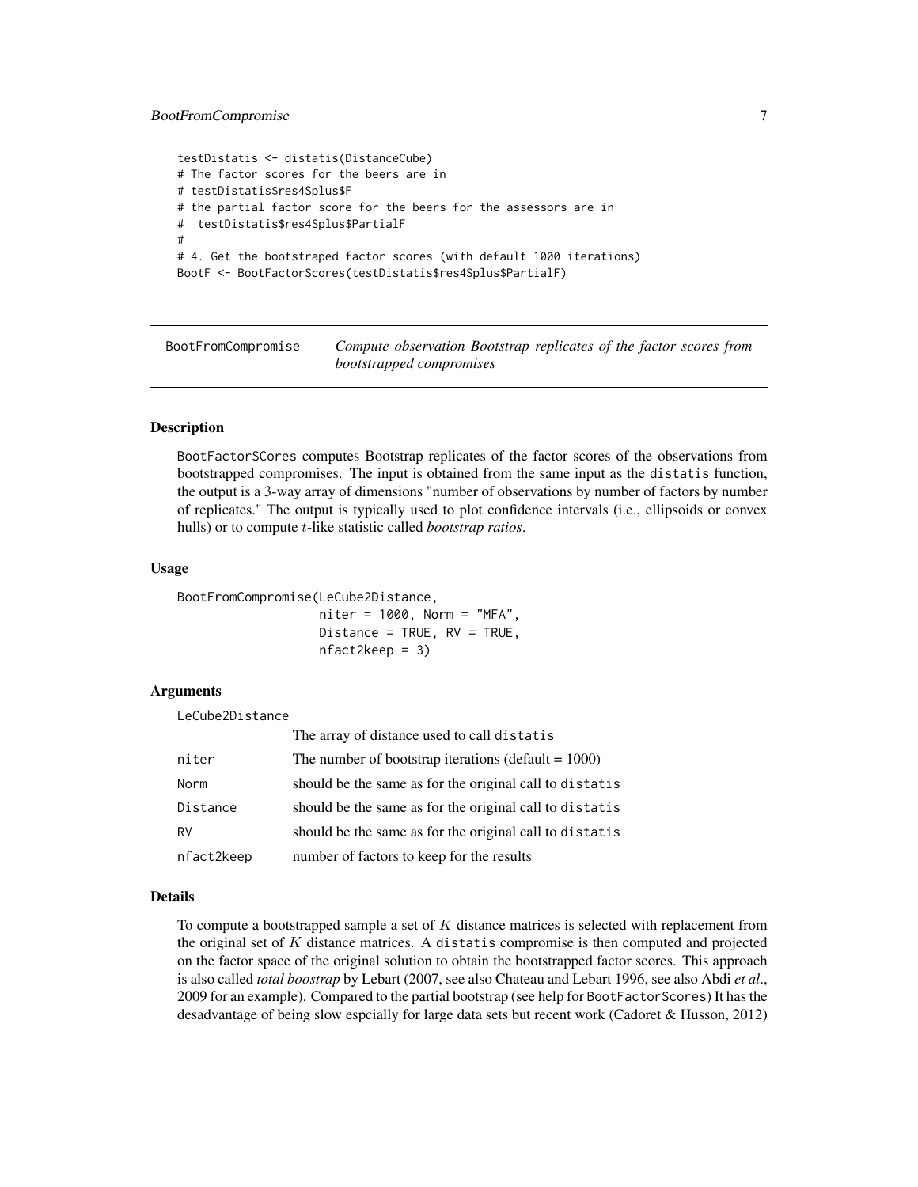```
testDistatis <- distatis(DistanceCube)
# The factor scores for the beers are in
# testDistatis$res4Splus$F
# the partial factor score for the beers for the assessors are in
#  testDistatis$res4Splus$PartialF
#
# 4. Get the bootstraped factor scores (with default 1000 iterations)
BootF <- BootFactorScores(testDistatis$res4Splus$PartialF)
```

## BootFromCompromise — *Compute observation Bootstrap replicates of the factor scores from bootstrapped compromises*

### Description

BootFactorSCores computes Bootstrap replicates of the factor scores of the observations from bootstrapped compromises. The input is obtained from the same input as the distatis function, the output is a 3-way array of dimensions "number of observations by number of factors by number of replicates." The output is typically used to plot confidence intervals (i.e., ellipsoids or convex hulls) or to compute $t$-like statistic called *bootstrap ratios*.

### Usage

```
BootFromCompromise(LeCube2Distance,
                   niter = 1000, Norm = "MFA",
                   Distance = TRUE, RV = TRUE,
                   nfact2keep = 3)
```

### Arguments

| | |
|---|---|
| LeCube2Distance | The array of distance used to call distatis |
| niter | The number of bootstrap iterations (default = 1000) |
| Norm | should be the same as for the original call to distatis |
| Distance | should be the same as for the original call to distatis |
| RV | should be the same as for the original call to distatis |
| nfact2keep | number of factors to keep for the results |

### Details

To compute a bootstrapped sample a set of $K$ distance matrices is selected with replacement from the original set of $K$ distance matrices. A distatis compromise is then computed and projected on the factor space of the original solution to obtain the bootstrapped factor scores. This approach is also called *total boostrap* by Lebart (2007, see also Chateau and Lebart 1996, see also Abdi *et al*., 2009 for an example). Compared to the partial bootstrap (see help for BootFactorScores) It has the desadvantage of being slow espcially for large data sets but recent work (Cadoret & Husson, 2012)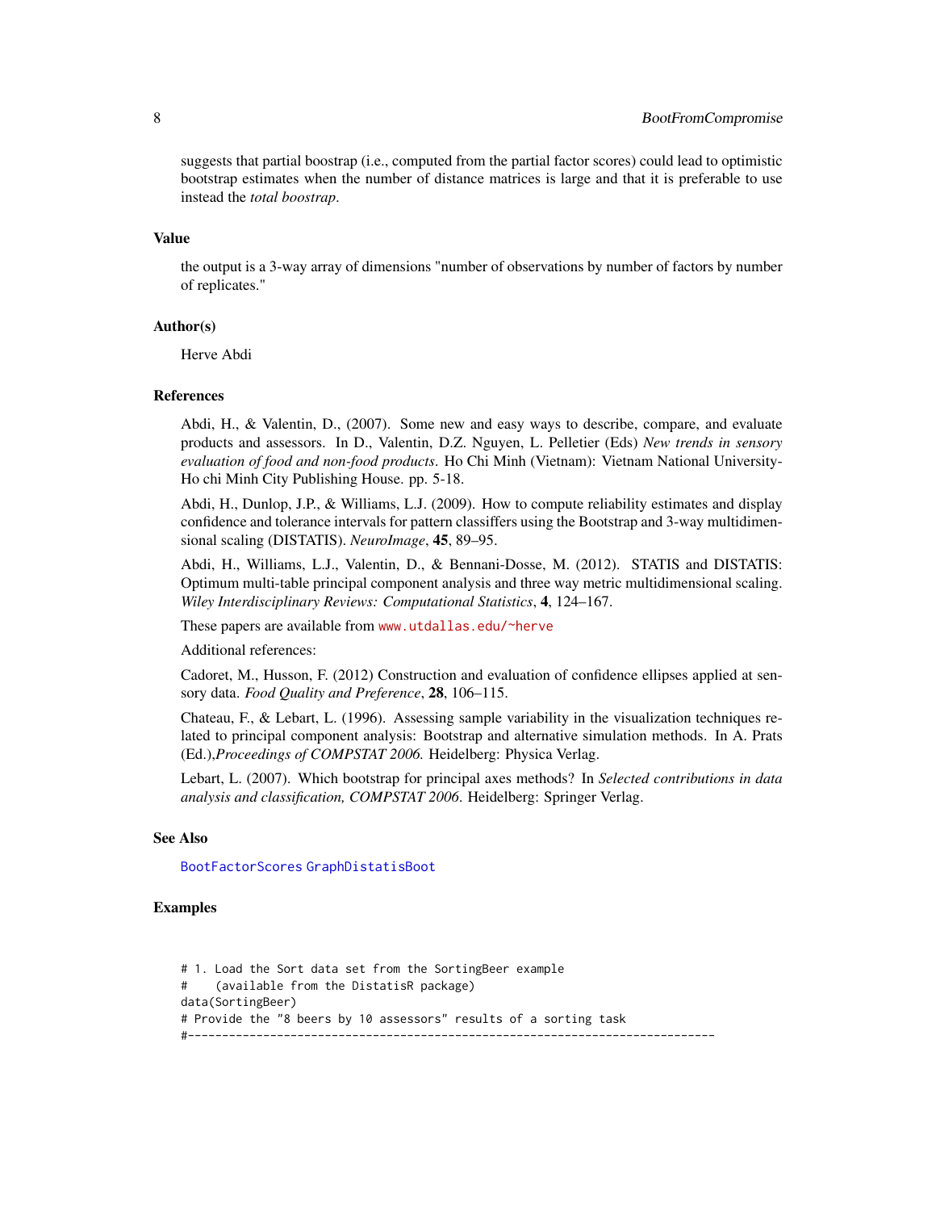suggests that partial boostrap (i.e., computed from the partial factor scores) could lead to optimistic bootstrap estimates when the number of distance matrices is large and that it is preferable to use instead the *total boostrap*.

### Value

the output is a 3-way array of dimensions "number of observations by number of factors by number of replicates."

### Author(s)

Herve Abdi

### References

Abdi, H., & Valentin, D., (2007). Some new and easy ways to describe, compare, and evaluate products and assessors. In D., Valentin, D.Z. Nguyen, L. Pelletier (Eds) *New trends in sensory evaluation of food and non-food products*. Ho Chi Minh (Vietnam): Vietnam National University-Ho chi Minh City Publishing House. pp. 5-18.

Abdi, H., Dunlop, J.P., & Williams, L.J. (2009). How to compute reliability estimates and display confidence and tolerance intervals for pattern classiffers using the Bootstrap and 3-way multidimensional scaling (DISTATIS). *NeuroImage*, **45**, 89–95.

Abdi, H., Williams, L.J., Valentin, D., & Bennani-Dosse, M. (2012). STATIS and DISTATIS: Optimum multi-table principal component analysis and three way metric multidimensional scaling. *Wiley Interdisciplinary Reviews: Computational Statistics*, **4**, 124–167.

These papers are available from www.utdallas.edu/~herve

Additional references:

Cadoret, M., Husson, F. (2012) Construction and evaluation of confidence ellipses applied at sensory data. *Food Quality and Preference*, **28**, 106–115.

Chateau, F., & Lebart, L. (1996). Assessing sample variability in the visualization techniques related to principal component analysis: Bootstrap and alternative simulation methods. In A. Prats (Ed.),*Proceedings of COMPSTAT 2006.* Heidelberg: Physica Verlag.

Lebart, L. (2007). Which bootstrap for principal axes methods? In *Selected contributions in data analysis and classification, COMPSTAT 2006*. Heidelberg: Springer Verlag.

### See Also

BootFactorScores GraphDistatisBoot

### Examples

```
# 1. Load the Sort data set from the SortingBeer example
#    (available from the DistatisR package)
data(SortingBeer)
# Provide the "8 beers by 10 assessors" results of a sorting task
#-----------------------------------------------------------------------------
```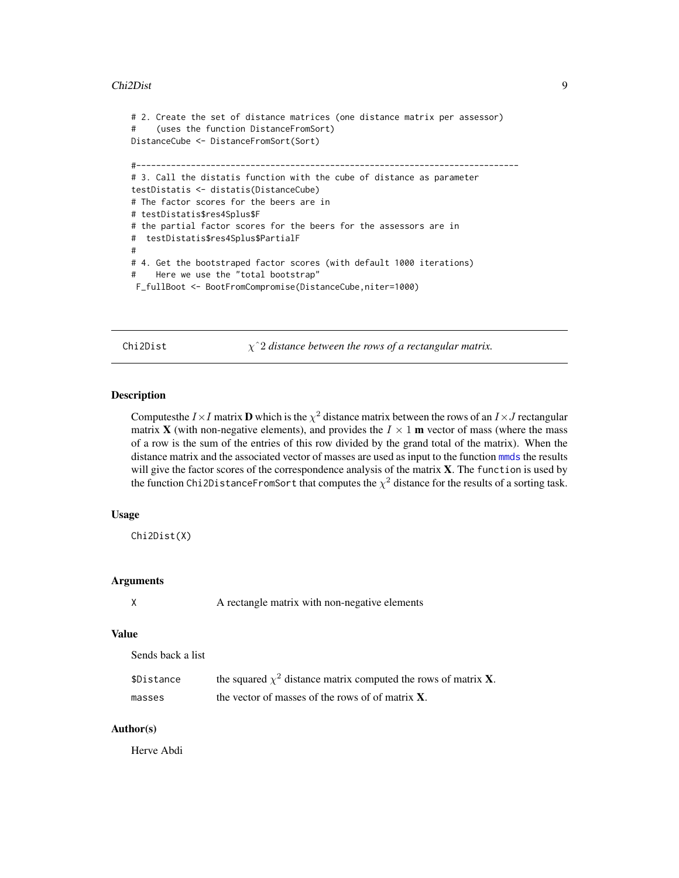```
# 2. Create the set of distance matrices (one distance matrix per assessor)
#    (uses the function DistanceFromSort)
DistanceCube <- DistanceFromSort(Sort)

#---------------------------------------------------------------------------
# 3. Call the distatis function with the cube of distance as parameter
testDistatis <- distatis(DistanceCube)
# The factor scores for the beers are in
# testDistatis$res4Splus$F
# the partial factor scores for the beers for the assessors are in
#  testDistatis$res4Splus$PartialF
#
# 4. Get the bootstraped factor scores (with default 1000 iterations)
#    Here we use the "total bootstrap"
 F_fullBoot <- BootFromCompromise(DistanceCube,niter=1000)
```

---

## Chi2Dist &nbsp;&nbsp;&nbsp;&nbsp; *$\chi$^2 distance between the rows of a rectangular matrix.*

---

### Description

Computesthe $I \times I$ matrix $\mathbf{D}$ which is the $\chi^2$ distance matrix between the rows of an $I \times J$ rectangular matrix $\mathbf{X}$ (with non-negative elements), and provides the $I \times 1$ $\mathbf{m}$ vector of mass (where the mass of a row is the sum of the entries of this row divided by the grand total of the matrix). When the distance matrix and the associated vector of masses are used as input to the function `mmds` the results will give the factor scores of the correspondence analysis of the matrix $\mathbf{X}$. The `function` is used by the function `Chi2DistanceFromSort` that computes the $\chi^2$ distance for the results of a sorting task.

### Usage

```
Chi2Dist(X)
```

### Arguments

| | |
|---|---|
| `X` | A rectangle matrix with non-negative elements |

### Value

Sends back a list

| | |
|---|---|
| `$Distance` | the squared $\chi^2$ distance matrix computed the rows of matrix $\mathbf{X}$. |
| `masses` | the vector of masses of the rows of of matrix $\mathbf{X}$. |

### Author(s)

Herve Abdi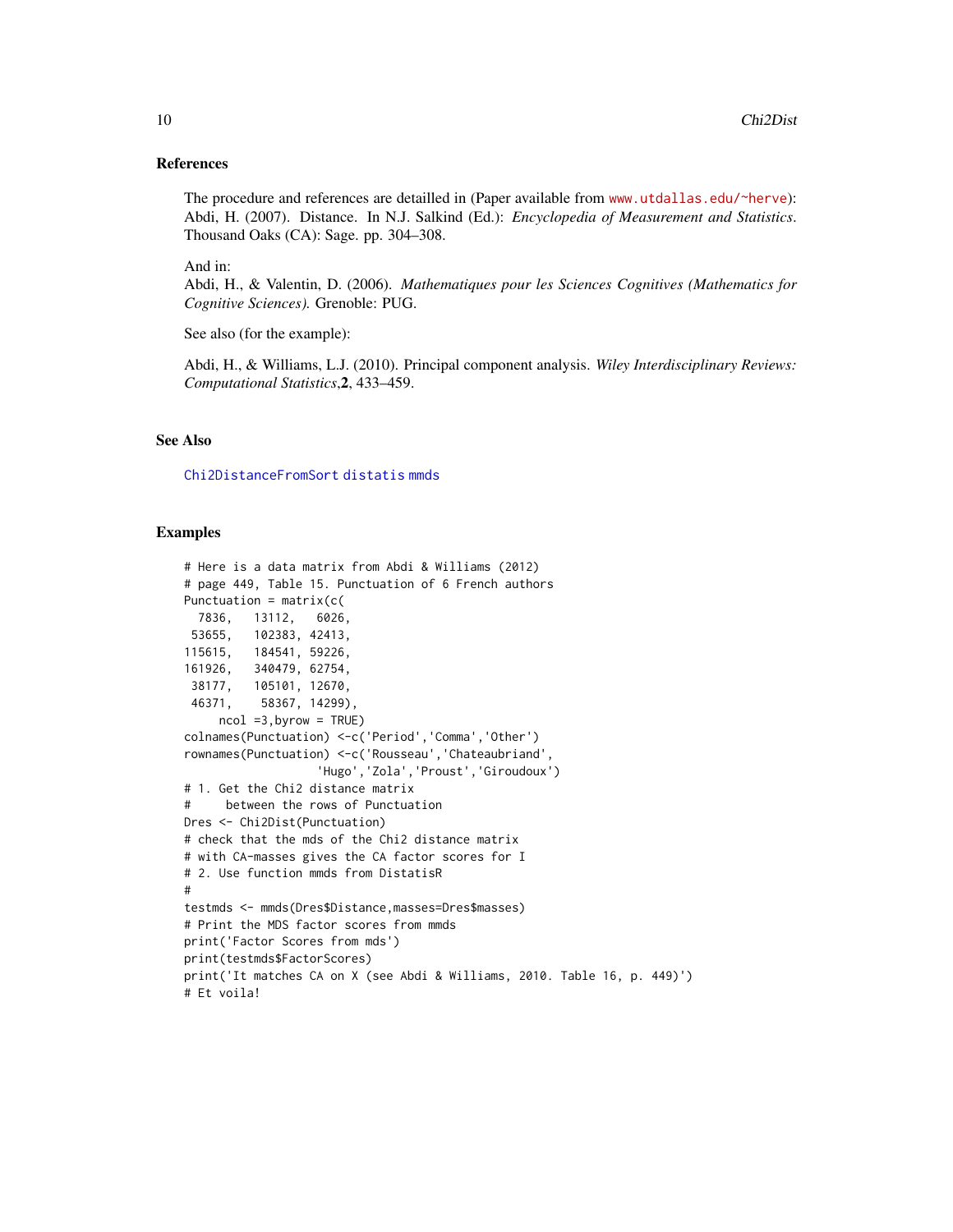## References

The procedure and references are detailled in (Paper available from www.utdallas.edu/~herve): Abdi, H. (2007). Distance. In N.J. Salkind (Ed.): *Encyclopedia of Measurement and Statistics*. Thousand Oaks (CA): Sage. pp. 304–308.

And in:
Abdi, H., & Valentin, D. (2006). *Mathematiques pour les Sciences Cognitives (Mathematics for Cognitive Sciences).* Grenoble: PUG.

See also (for the example):

Abdi, H., & Williams, L.J. (2010). Principal component analysis. *Wiley Interdisciplinary Reviews: Computational Statistics*,**2**, 433–459.

## See Also

Chi2DistanceFromSort distatis mmds

## Examples

```
# Here is a data matrix from Abdi & Williams (2012)
# page 449, Table 15. Punctuation of 6 French authors
Punctuation = matrix(c(
  7836,   13112,   6026,
 53655,   102383, 42413,
115615,   184541, 59226,
161926,   340479, 62754,
 38177,   105101, 12670,
 46371,    58367, 14299),
     ncol =3,byrow = TRUE)
colnames(Punctuation) <-c('Period','Comma','Other')
rownames(Punctuation) <-c('Rousseau','Chateaubriand',
                   'Hugo','Zola','Proust','Giroudoux')
# 1. Get the Chi2 distance matrix
#     between the rows of Punctuation
Dres <- Chi2Dist(Punctuation)
# check that the mds of the Chi2 distance matrix
# with CA-masses gives the CA factor scores for I
# 2. Use function mmds from DistatisR
#
testmds <- mmds(Dres$Distance,masses=Dres$masses)
# Print the MDS factor scores from mmds
print('Factor Scores from mds')
print(testmds$FactorScores)
print('It matches CA on X (see Abdi & Williams, 2010. Table 16, p. 449)')
# Et voila!
```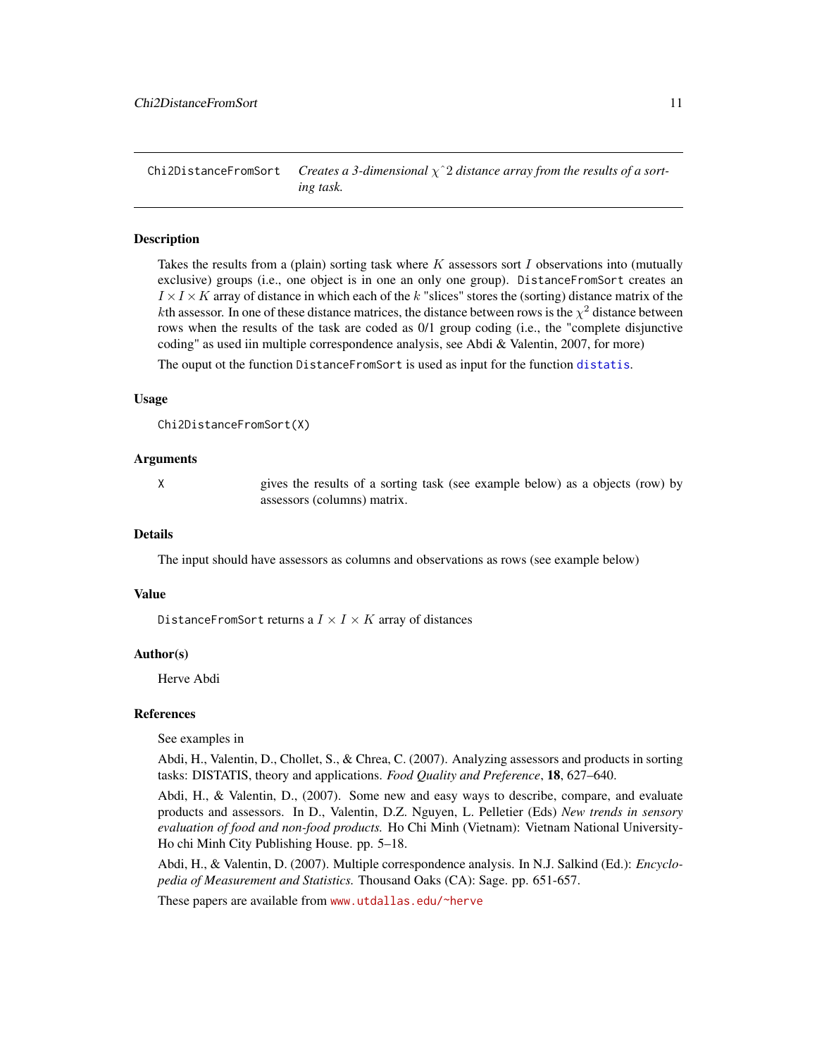# Chi2DistanceFromSort — *Creates a 3-dimensional $\chi$^2 distance array from the results of a sorting task.*

## Description

Takes the results from a (plain) sorting task where $K$ assessors sort $I$ observations into (mutually exclusive) groups (i.e., one object is in one an only one group). DistanceFromSort creates an $I \times I \times K$ array of distance in which each of the $k$ "slices" stores the (sorting) distance matrix of the $k$th assessor. In one of these distance matrices, the distance between rows is the $\chi^2$ distance between rows when the results of the task are coded as 0/1 group coding (i.e., the "complete disjunctive coding" as used iin multiple correspondence analysis, see Abdi & Valentin, 2007, for more)

The ouput ot the function DistanceFromSort is used as input for the function distatis.

## Usage

```
Chi2DistanceFromSort(X)
```

## Arguments

X — gives the results of a sorting task (see example below) as a objects (row) by assessors (columns) matrix.

## Details

The input should have assessors as columns and observations as rows (see example below)

## Value

DistanceFromSort returns a $I \times I \times K$ array of distances

## Author(s)

Herve Abdi

## References

See examples in

Abdi, H., Valentin, D., Chollet, S., & Chrea, C. (2007). Analyzing assessors and products in sorting tasks: DISTATIS, theory and applications. *Food Quality and Preference*, **18**, 627–640.

Abdi, H., & Valentin, D., (2007). Some new and easy ways to describe, compare, and evaluate products and assessors. In D., Valentin, D.Z. Nguyen, L. Pelletier (Eds) *New trends in sensory evaluation of food and non-food products.* Ho Chi Minh (Vietnam): Vietnam National University-Ho chi Minh City Publishing House. pp. 5–18.

Abdi, H., & Valentin, D. (2007). Multiple correspondence analysis. In N.J. Salkind (Ed.): *Encyclopedia of Measurement and Statistics.* Thousand Oaks (CA): Sage. pp. 651-657.

These papers are available from www.utdallas.edu/~herve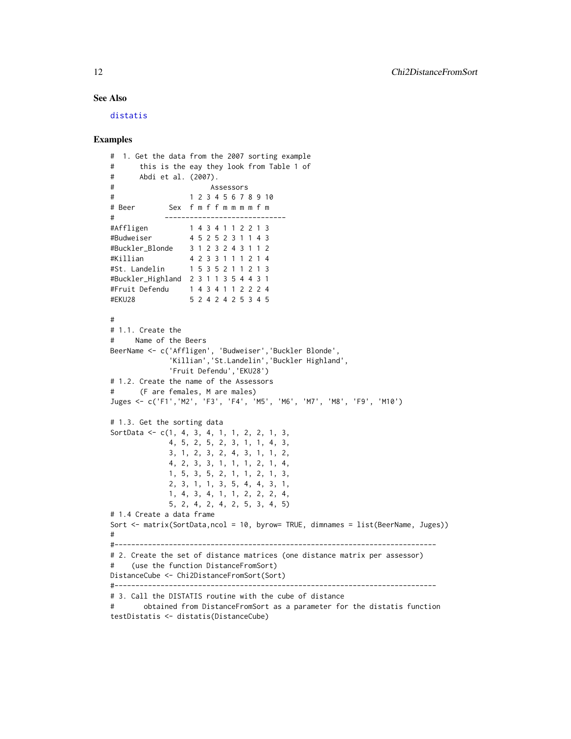## See Also

distatis

## Examples

```
#  1. Get the data from the 2007 sorting example
#      this is the eay they look from Table 1 of
#      Abdi et al. (2007).
#                       Assessors
#                  1 2 3 4 5 6 7 8 9 10
# Beer        Sex  f m f f m m m m f m
#            -----------------------------
#Affligen          1 4 3 4 1 1 2 2 1 3
#Budweiser         4 5 2 5 2 3 1 1 4 3
#Buckler_Blonde    3 1 2 3 2 4 3 1 1 2
#Killian           4 2 3 3 1 1 1 2 1 4
#St. Landelin      1 5 3 5 2 1 1 2 1 3
#Buckler_Highland  2 3 1 1 3 5 4 4 3 1
#Fruit Defendu     1 4 3 4 1 1 2 2 2 4
#EKU28             5 2 4 2 4 2 5 3 4 5

#
# 1.1. Create the
#     Name of the Beers
BeerName <- c('Affligen', 'Budweiser','Buckler Blonde',
              'Killian','St.Landelin','Buckler Highland',
              'Fruit Defendu','EKU28')
# 1.2. Create the name of the Assessors
#      (F are females, M are males)
Juges <- c('F1','M2', 'F3', 'F4', 'M5', 'M6', 'M7', 'M8', 'F9', 'M10')

# 1.3. Get the sorting data
SortData <- c(1, 4, 3, 4, 1, 1, 2, 2, 1, 3,
              4, 5, 2, 5, 2, 3, 1, 1, 4, 3,
              3, 1, 2, 3, 2, 4, 3, 1, 1, 2,
              4, 2, 3, 3, 1, 1, 1, 2, 1, 4,
              1, 5, 3, 5, 2, 1, 1, 2, 1, 3,
              2, 3, 1, 1, 3, 5, 4, 4, 3, 1,
              1, 4, 3, 4, 1, 1, 2, 2, 2, 4,
              5, 2, 4, 2, 4, 2, 5, 3, 4, 5)
# 1.4 Create a data frame
Sort <- matrix(SortData,ncol = 10, byrow= TRUE, dimnames = list(BeerName, Juges))
#
#-----------------------------------------------------------------------------
# 2. Create the set of distance matrices (one distance matrix per assessor)
#    (use the function DistanceFromSort)
DistanceCube <- Chi2DistanceFromSort(Sort)
#-----------------------------------------------------------------------------
# 3. Call the DISTATIS routine with the cube of distance
#       obtained from DistanceFromSort as a parameter for the distatis function
testDistatis <- distatis(DistanceCube)
```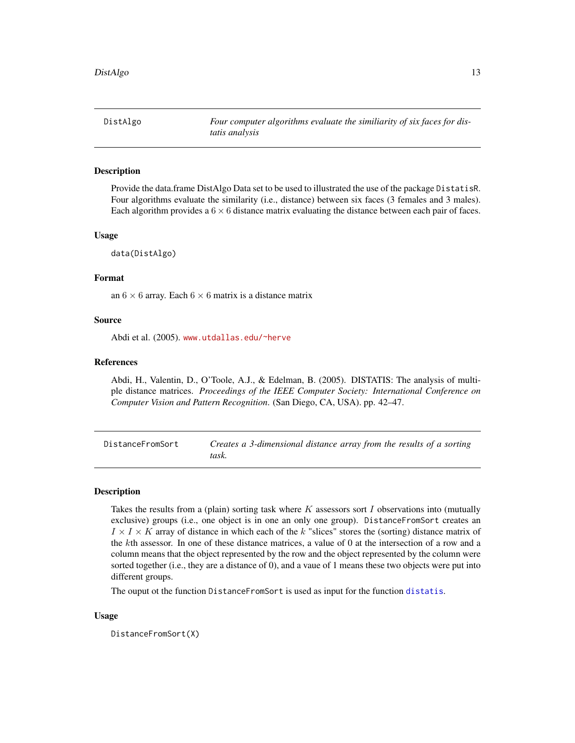## DistAlgo — *Four computer algorithms evaluate the similiarity of six faces for distatis analysis*

### Description

Provide the data.frame DistAlgo Data set to be used to illustrated the use of the package `DistatisR`. Four algorithms evaluate the similarity (i.e., distance) between six faces (3 females and 3 males). Each algorithm provides a $6 \times 6$ distance matrix evaluating the distance between each pair of faces.

### Usage

```
data(DistAlgo)
```

### Format

an $6 \times 6$ array. Each $6 \times 6$ matrix is a distance matrix

### Source

Abdi et al. (2005). www.utdallas.edu/~herve

### References

Abdi, H., Valentin, D., O'Toole, A.J., & Edelman, B. (2005). DISTATIS: The analysis of multiple distance matrices. *Proceedings of the IEEE Computer Society: International Conference on Computer Vision and Pattern Recognition*. (San Diego, CA, USA). pp. 42–47.

## DistanceFromSort — *Creates a 3-dimensional distance array from the results of a sorting task.*

### Description

Takes the results from a (plain) sorting task where $K$ assessors sort $I$ observations into (mutually exclusive) groups (i.e., one object is in one an only one group). `DistanceFromSort` creates an $I \times I \times K$ array of distance in which each of the $k$ "slices" stores the (sorting) distance matrix of the $k$th assessor. In one of these distance matrices, a value of 0 at the intersection of a row and a column means that the object represented by the row and the object represented by the column were sorted together (i.e., they are a distance of 0), and a vaue of 1 means these two objects were put into different groups.

The ouput ot the function `DistanceFromSort` is used as input for the function `distatis`.

### Usage

```
DistanceFromSort(X)
```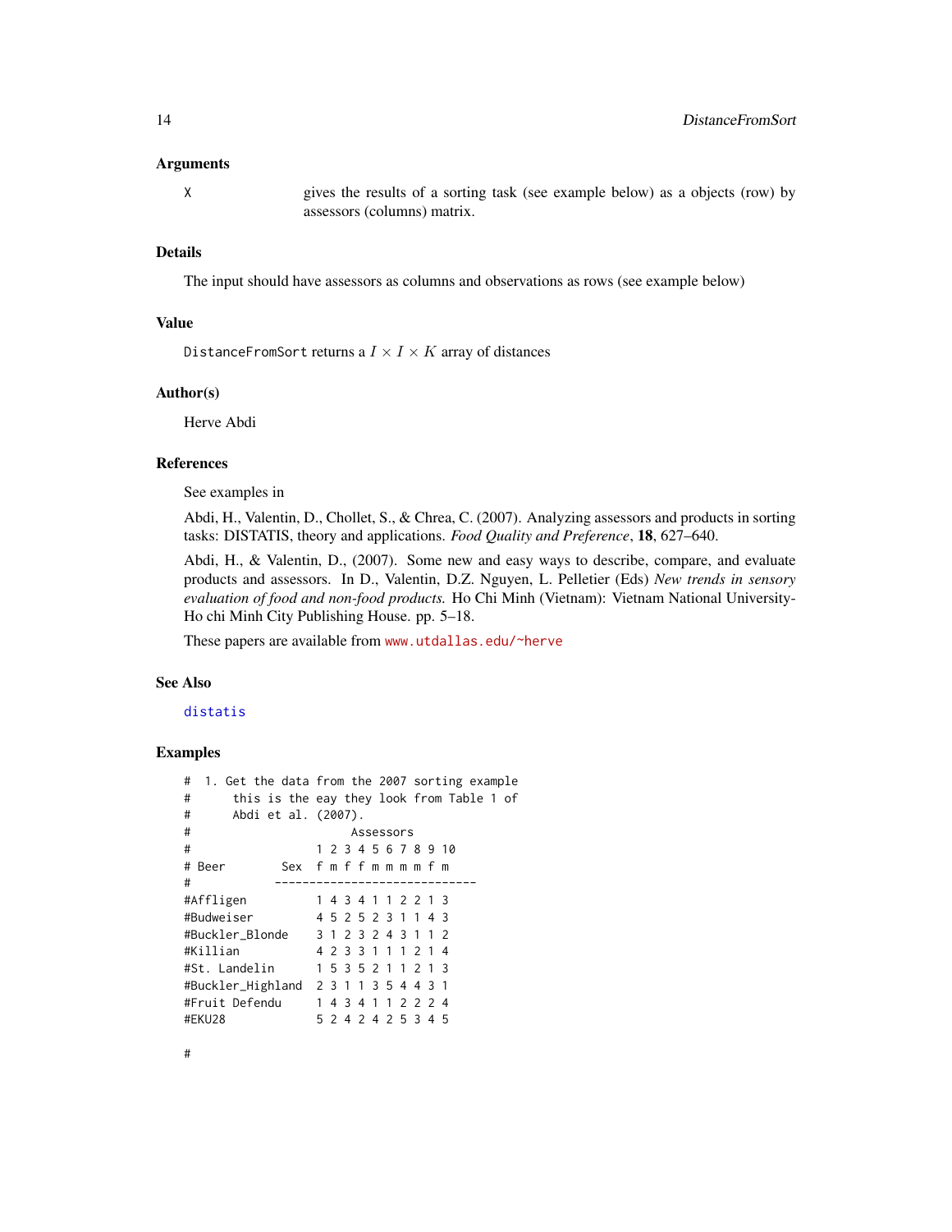### Arguments

`X` gives the results of a sorting task (see example below) as a objects (row) by assessors (columns) matrix.

### Details

The input should have assessors as columns and observations as rows (see example below)

### Value

`DistanceFromSort` returns a $I \times I \times K$ array of distances

### Author(s)

Herve Abdi

### References

See examples in

Abdi, H., Valentin, D., Chollet, S., & Chrea, C. (2007). Analyzing assessors and products in sorting tasks: DISTATIS, theory and applications. *Food Quality and Preference*, **18**, 627–640.

Abdi, H., & Valentin, D., (2007). Some new and easy ways to describe, compare, and evaluate products and assessors. In D., Valentin, D.Z. Nguyen, L. Pelletier (Eds) *New trends in sensory evaluation of food and non-food products.* Ho Chi Minh (Vietnam): Vietnam National University-Ho chi Minh City Publishing House. pp. 5–18.

These papers are available from www.utdallas.edu/~herve

### See Also

distatis

### Examples

```
#  1. Get the data from the 2007 sorting example
#      this is the eay they look from Table 1 of
#      Abdi et al. (2007).
#                       Assessors
#                  1 2 3 4 5 6 7 8 9 10
# Beer        Sex  f m f f m m m m f m
#            -----------------------------
#Affligen          1 4 3 4 1 1 2 2 1 3
#Budweiser         4 5 2 5 2 3 1 1 4 3
#Buckler_Blonde    3 1 2 3 2 4 3 1 1 2
#Killian           4 2 3 3 1 1 1 2 1 4
#St. Landelin      1 5 3 5 2 1 1 2 1 3
#Buckler_Highland  2 3 1 1 3 5 4 4 3 1
#Fruit Defendu     1 4 3 4 1 1 2 2 2 4
#EKU28             5 2 4 2 4 2 5 3 4 5

#
```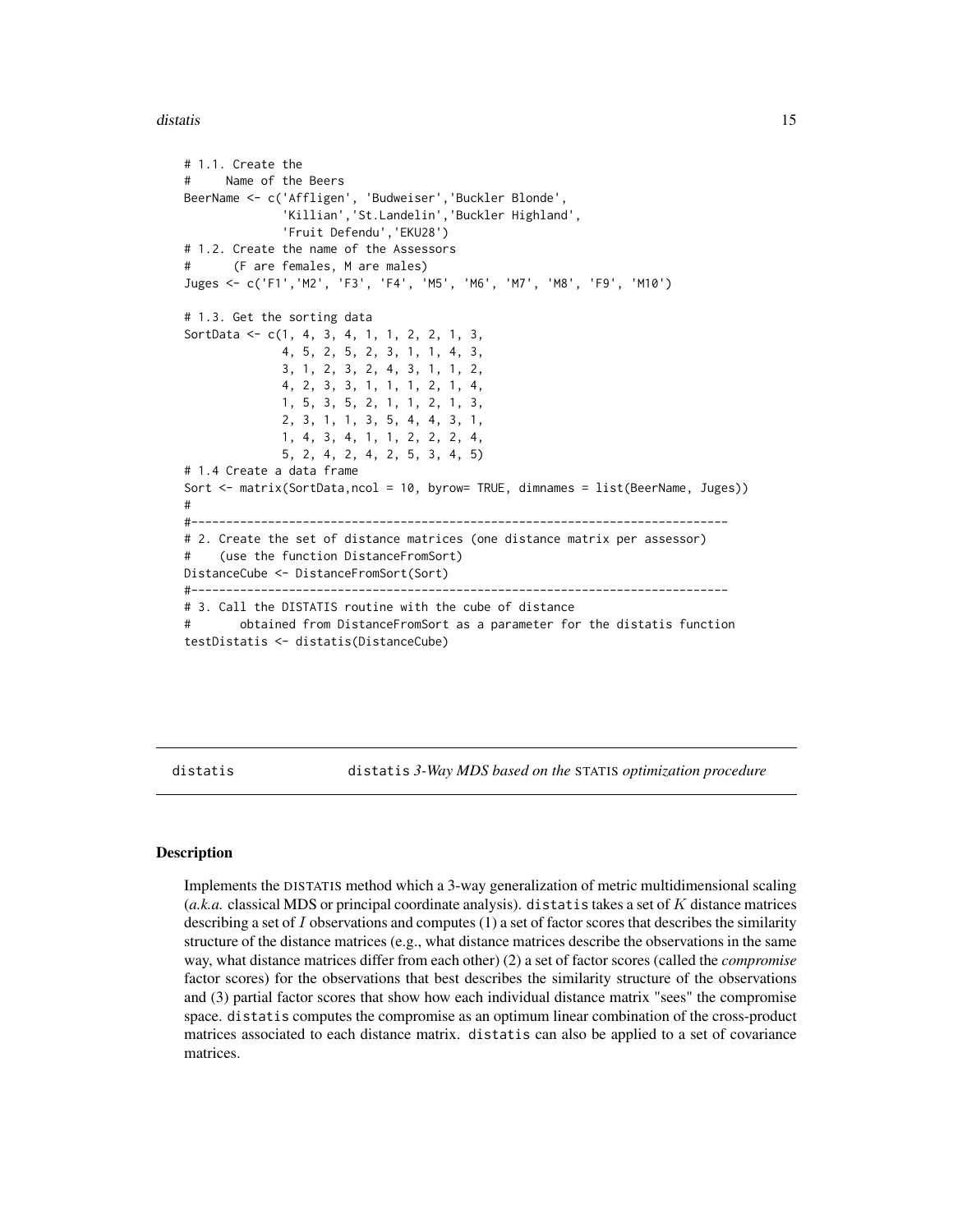```
# 1.1. Create the
#     Name of the Beers
BeerName <- c('Affligen', 'Budweiser','Buckler Blonde',
              'Killian','St.Landelin','Buckler Highland',
              'Fruit Defendu','EKU28')
# 1.2. Create the name of the Assessors
#      (F are females, M are males)
Juges <- c('F1','M2', 'F3', 'F4', 'M5', 'M6', 'M7', 'M8', 'F9', 'M10')

# 1.3. Get the sorting data
SortData <- c(1, 4, 3, 4, 1, 1, 2, 2, 1, 3,
              4, 5, 2, 5, 2, 3, 1, 1, 4, 3,
              3, 1, 2, 3, 2, 4, 3, 1, 1, 2,
              4, 2, 3, 3, 1, 1, 1, 2, 1, 4,
              1, 5, 3, 5, 2, 1, 1, 2, 1, 3,
              2, 3, 1, 1, 3, 5, 4, 4, 3, 1,
              1, 4, 3, 4, 1, 1, 2, 2, 2, 4,
              5, 2, 4, 2, 4, 2, 5, 3, 4, 5)
# 1.4 Create a data frame
Sort <- matrix(SortData,ncol = 10, byrow= TRUE, dimnames = list(BeerName, Juges))
#
#-----------------------------------------------------------------------------
# 2. Create the set of distance matrices (one distance matrix per assessor)
#    (use the function DistanceFromSort)
DistanceCube <- DistanceFromSort(Sort)
#-----------------------------------------------------------------------------
# 3. Call the DISTATIS routine with the cube of distance
#       obtained from DistanceFromSort as a parameter for the distatis function
testDistatis <- distatis(DistanceCube)
```

---

distatis — distatis *3-Way MDS based on the* STATIS *optimization procedure*

## Description

Implements the DISTATIS method which a 3-way generalization of metric multidimensional scaling (*a.k.a.* classical MDS or principal coordinate analysis). distatis takes a set of $K$ distance matrices describing a set of $I$ observations and computes (1) a set of factor scores that describes the similarity structure of the distance matrices (e.g., what distance matrices describe the observations in the same way, what distance matrices differ from each other) (2) a set of factor scores (called the *compromise* factor scores) for the observations that best describes the similarity structure of the observations and (3) partial factor scores that show how each individual distance matrix "sees" the compromise space. distatis computes the compromise as an optimum linear combination of the cross-product matrices associated to each distance matrix. distatis can also be applied to a set of covariance matrices.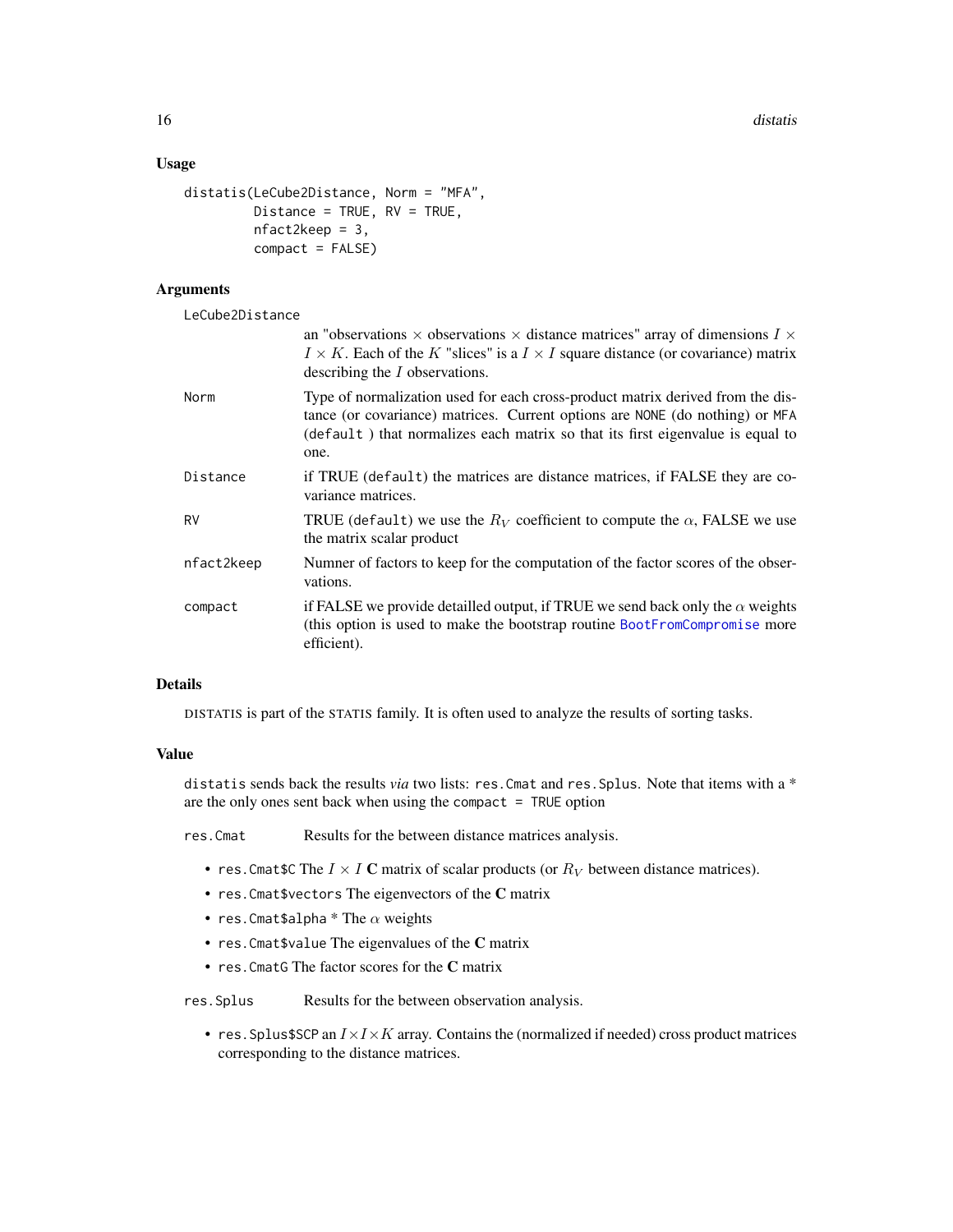## Usage

```
distatis(LeCube2Distance, Norm = "MFA",
         Distance = TRUE, RV = TRUE,
         nfact2keep = 3,
         compact = FALSE)
```

## Arguments

`LeCube2Distance`
: an "observations $\times$ observations $\times$ distance matrices" array of dimensions $I \times I \times K$. Each of the $K$ "slices" is a $I \times I$ square distance (or covariance) matrix describing the $I$ observations.

`Norm`
: Type of normalization used for each cross-product matrix derived from the distance (or covariance) matrices. Current options are `NONE` (do nothing) or `MFA` (`default` ) that normalizes each matrix so that its first eigenvalue is equal to one.

`Distance`
: if TRUE (`default`) the matrices are distance matrices, if FALSE they are covariance matrices.

`RV`
: TRUE (`default`) we use the $R_V$ coefficient to compute the $\alpha$, FALSE we use the matrix scalar product

`nfact2keep`
: Numner of factors to keep for the computation of the factor scores of the observations.

`compact`
: if FALSE we provide detailled output, if TRUE we send back only the $\alpha$ weights (this option is used to make the bootstrap routine BootFromCompromise more efficient).

## Details

DISTATIS is part of the STATIS family. It is often used to analyze the results of sorting tasks.

## Value

`distatis` sends back the results *via* two lists: `res.Cmat` and `res.Splus`. Note that items with a * are the only ones sent back when using the `compact = TRUE` option

`res.Cmat`
: Results for the between distance matrices analysis.

- `res.Cmat$C` The $I \times I$ **C** matrix of scalar products (or $R_V$ between distance matrices).
- `res.Cmat$vectors` The eigenvectors of the **C** matrix
- `res.Cmat$alpha` * The $\alpha$ weights
- `res.Cmat$value` The eigenvalues of the **C** matrix
- `res.CmatG` The factor scores for the **C** matrix

`res.Splus`
: Results for the between observation analysis.

- `res.Splus$SCP` an $I \times I \times K$ array. Contains the (normalized if needed) cross product matrices corresponding to the distance matrices.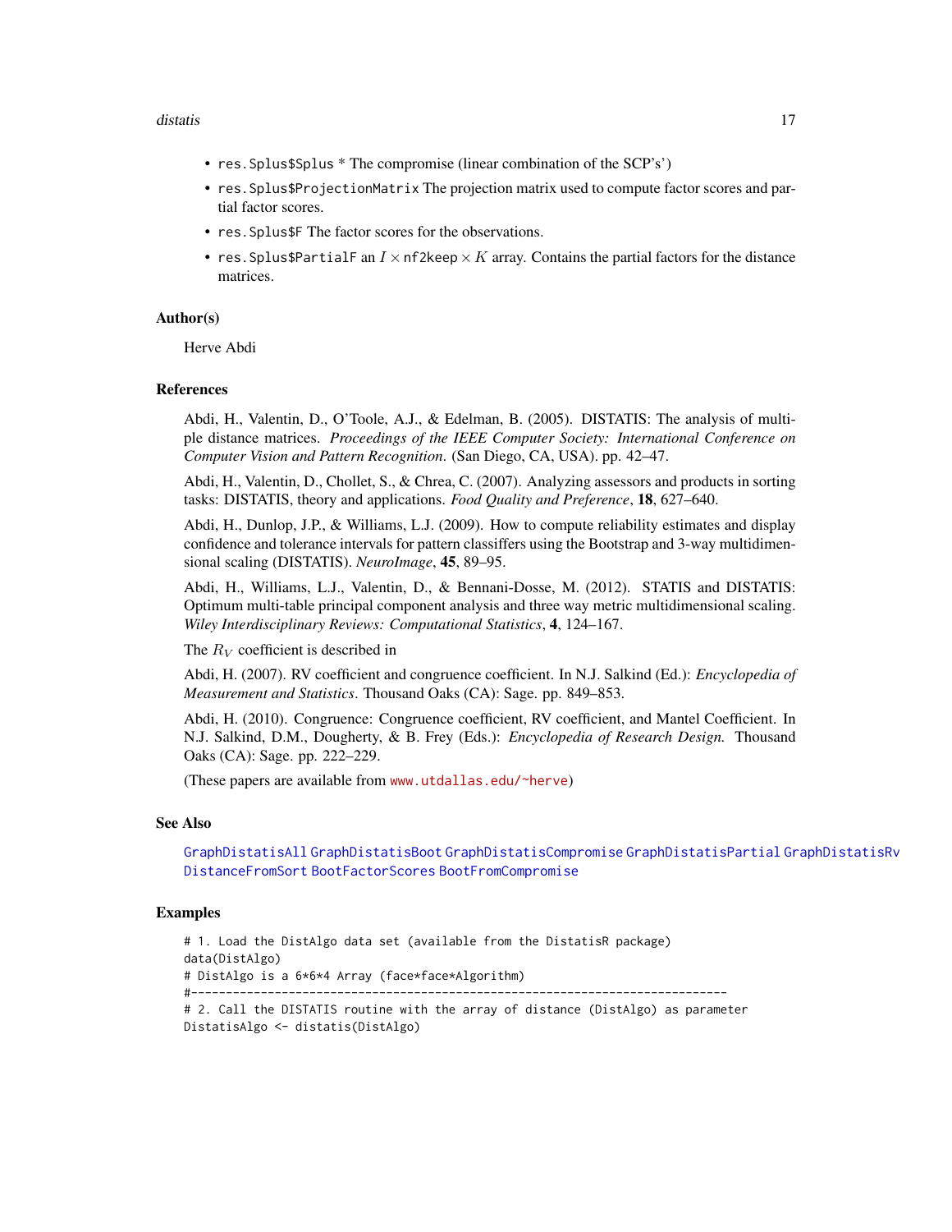- `res.Splus$Splus` * The compromise (linear combination of the SCP's')
- `res.Splus$ProjectionMatrix` The projection matrix used to compute factor scores and partial factor scores.
- `res.Splus$F` The factor scores for the observations.
- `res.Splus$PartialF` an $I \times$ `nf2keep` $\times K$ array. Contains the partial factors for the distance matrices.

## Author(s)

Herve Abdi

## References

Abdi, H., Valentin, D., O'Toole, A.J., & Edelman, B. (2005). DISTATIS: The analysis of multiple distance matrices. *Proceedings of the IEEE Computer Society: International Conference on Computer Vision and Pattern Recognition*. (San Diego, CA, USA). pp. 42–47.

Abdi, H., Valentin, D., Chollet, S., & Chrea, C. (2007). Analyzing assessors and products in sorting tasks: DISTATIS, theory and applications. *Food Quality and Preference*, **18**, 627–640.

Abdi, H., Dunlop, J.P., & Williams, L.J. (2009). How to compute reliability estimates and display confidence and tolerance intervals for pattern classiffers using the Bootstrap and 3-way multidimensional scaling (DISTATIS). *NeuroImage*, **45**, 89–95.

Abdi, H., Williams, L.J., Valentin, D., & Bennani-Dosse, M. (2012). STATIS and DISTATIS: Optimum multi-table principal component analysis and three way metric multidimensional scaling. *Wiley Interdisciplinary Reviews: Computational Statistics*, **4**, 124–167.

The $R_V$ coefficient is described in

Abdi, H. (2007). RV coefficient and congruence coefficient. In N.J. Salkind (Ed.): *Encyclopedia of Measurement and Statistics*. Thousand Oaks (CA): Sage. pp. 849–853.

Abdi, H. (2010). Congruence: Congruence coefficient, RV coefficient, and Mantel Coefficient. In N.J. Salkind, D.M., Dougherty, & B. Frey (Eds.): *Encyclopedia of Research Design.* Thousand Oaks (CA): Sage. pp. 222–229.

(These papers are available from www.utdallas.edu/~herve)

## See Also

GraphDistatisAll GraphDistatisBoot GraphDistatisCompromise GraphDistatisPartial GraphDistatisRv DistanceFromSort BootFactorScores BootFromCompromise

## Examples

```
# 1. Load the DistAlgo data set (available from the DistatisR package)
data(DistAlgo)
# DistAlgo is a 6*6*4 Array (face*face*Algorithm)
#-----------------------------------------------------------------------------
# 2. Call the DISTATIS routine with the array of distance (DistAlgo) as parameter
DistatisAlgo <- distatis(DistAlgo)
```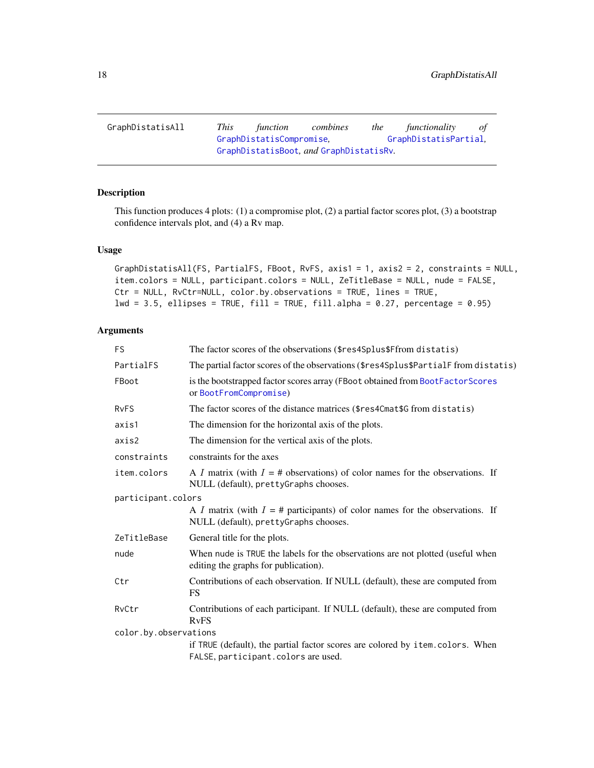GraphDistatisAll    *This function combines the functionality of* GraphDistatisCompromise, GraphDistatisPartial, GraphDistatisBoot, *and* GraphDistatisRv.

## Description

This function produces 4 plots: (1) a compromise plot, (2) a partial factor scores plot, (3) a bootstrap confidence intervals plot, and (4) a Rv map.

## Usage

```
GraphDistatisAll(FS, PartialFS, FBoot, RvFS, axis1 = 1, axis2 = 2, constraints = NULL,
item.colors = NULL, participant.colors = NULL, ZeTitleBase = NULL, nude = FALSE,
Ctr = NULL, RvCtr=NULL, color.by.observations = TRUE, lines = TRUE,
lwd = 3.5, ellipses = TRUE, fill = TRUE, fill.alpha = 0.27, percentage = 0.95)
```

## Arguments

| | |
|---|---|
| FS | The factor scores of the observations (`$res4Splus$F`from `distatis`) |
| PartialFS | The partial factor scores of the observations (`$res4Splus$PartialF` from `distatis`) |
| FBoot | is the bootstrapped factor scores array (`FBoot` obtained from `BootFactorScores` or `BootFromCompromise`) |
| RvFS | The factor scores of the distance matrices (`$res4Cmat$G` from `distatis`) |
| axis1 | The dimension for the horizontal axis of the plots. |
| axis2 | The dimension for the vertical axis of the plots. |
| constraints | constraints for the axes |
| item.colors | A $I$ matrix (with $I$ = # observations) of color names for the observations. If NULL (default), `prettyGraphs` chooses. |
| participant.colors | A $I$ matrix (with $I$ = # participants) of color names for the observations. If NULL (default), `prettyGraphs` chooses. |
| ZeTitleBase | General title for the plots. |
| nude | When `nude` is `TRUE` the labels for the observations are not plotted (useful when editing the graphs for publication). |
| Ctr | Contributions of each observation. If NULL (default), these are computed from FS |
| RvCtr | Contributions of each participant. If NULL (default), these are computed from RvFS |
| color.by.observations | if `TRUE` (default), the partial factor scores are colored by `item.colors`. When `FALSE`, `participant.colors` are used. |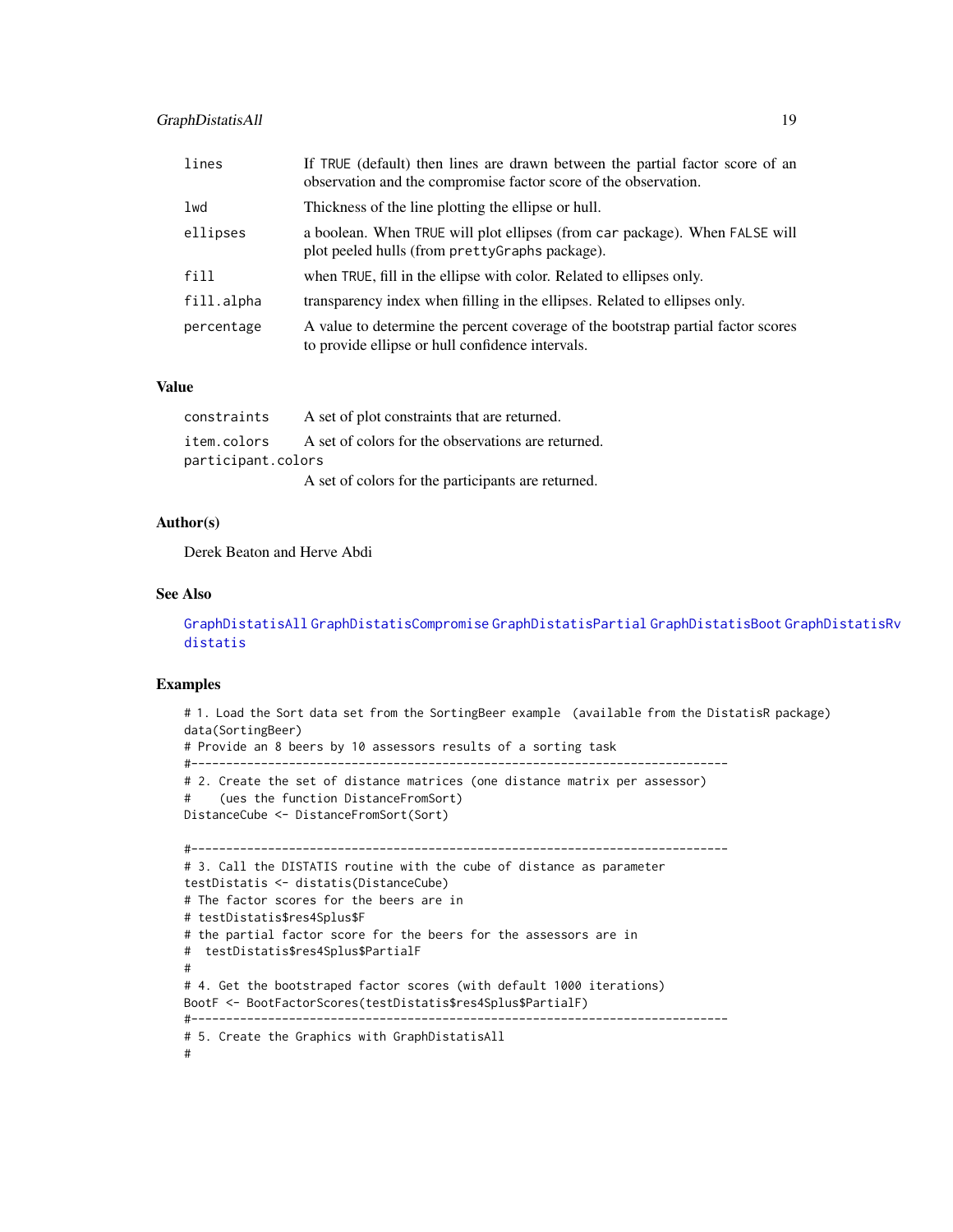| | |
|---|---|
| `lines` | If `TRUE` (default) then lines are drawn between the partial factor score of an observation and the compromise factor score of the observation. |
| `lwd` | Thickness of the line plotting the ellipse or hull. |
| `ellipses` | a boolean. When `TRUE` will plot ellipses (from `car` package). When `FALSE` will plot peeled hulls (from `prettyGraphs` package). |
| `fill` | when `TRUE`, fill in the ellipse with color. Related to ellipses only. |
| `fill.alpha` | transparency index when filling in the ellipses. Related to ellipses only. |
| `percentage` | A value to determine the percent coverage of the bootstrap partial factor scores to provide ellipse or hull confidence intervals. |

## Value

| | |
|---|---|
| `constraints` | A set of plot constraints that are returned. |
| `item.colors` | A set of colors for the observations are returned. |
| `participant.colors` | A set of colors for the participants are returned. |

## Author(s)

Derek Beaton and Herve Abdi

## See Also

GraphDistatisAll GraphDistatisCompromise GraphDistatisPartial GraphDistatisBoot GraphDistatisRv distatis

## Examples

```
# 1. Load the Sort data set from the SortingBeer example  (available from the DistatisR package)
data(SortingBeer)
# Provide an 8 beers by 10 assessors results of a sorting task
#-----------------------------------------------------------------------------
# 2. Create the set of distance matrices (one distance matrix per assessor)
#    (ues the function DistanceFromSort)
DistanceCube <- DistanceFromSort(Sort)

#-----------------------------------------------------------------------------
# 3. Call the DISTATIS routine with the cube of distance as parameter
testDistatis <- distatis(DistanceCube)
# The factor scores for the beers are in
# testDistatis$res4Splus$F
# the partial factor score for the beers for the assessors are in
#  testDistatis$res4Splus$PartialF
#
# 4. Get the bootstraped factor scores (with default 1000 iterations)
BootF <- BootFactorScores(testDistatis$res4Splus$PartialF)
#-----------------------------------------------------------------------------
# 5. Create the Graphics with GraphDistatisAll
#
```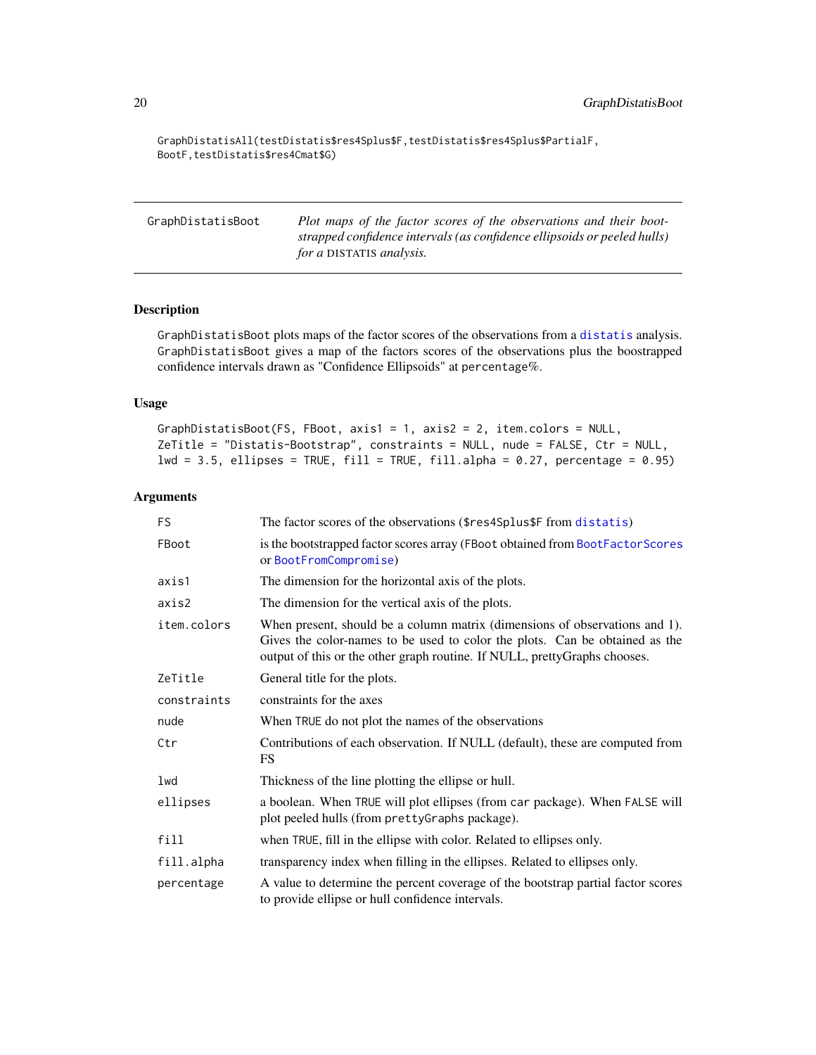```
GraphDistatisAll(testDistatis$res4Splus$F,testDistatis$res4Splus$PartialF,
BootF,testDistatis$res4Cmat$G)
```

---

## GraphDistatisBoot

*Plot maps of the factor scores of the observations and their bootstrapped confidence intervals (as confidence ellipsoids or peeled hulls) for a DISTATIS analysis.*

---

### Description

GraphDistatisBoot plots maps of the factor scores of the observations from a distatis analysis. GraphDistatisBoot gives a map of the factors scores of the observations plus the boostrapped confidence intervals drawn as "Confidence Ellipsoids" at percentage%.

### Usage

```
GraphDistatisBoot(FS, FBoot, axis1 = 1, axis2 = 2, item.colors = NULL,
ZeTitle = "Distatis-Bootstrap", constraints = NULL, nude = FALSE, Ctr = NULL,
lwd = 3.5, ellipses = TRUE, fill = TRUE, fill.alpha = 0.27, percentage = 0.95)
```

### Arguments

| | |
|---|---|
| FS | The factor scores of the observations ($res4Splus$F from distatis) |
| FBoot | is the bootstrapped factor scores array (FBoot obtained from BootFactorScores or BootFromCompromise) |
| axis1 | The dimension for the horizontal axis of the plots. |
| axis2 | The dimension for the vertical axis of the plots. |
| item.colors | When present, should be a column matrix (dimensions of observations and 1). Gives the color-names to be used to color the plots. Can be obtained as the output of this or the other graph routine. If NULL, prettyGraphs chooses. |
| ZeTitle | General title for the plots. |
| constraints | constraints for the axes |
| nude | When TRUE do not plot the names of the observations |
| Ctr | Contributions of each observation. If NULL (default), these are computed from FS |
| lwd | Thickness of the line plotting the ellipse or hull. |
| ellipses | a boolean. When TRUE will plot ellipses (from car package). When FALSE will plot peeled hulls (from prettyGraphs package). |
| fill | when TRUE, fill in the ellipse with color. Related to ellipses only. |
| fill.alpha | transparency index when filling in the ellipses. Related to ellipses only. |
| percentage | A value to determine the percent coverage of the bootstrap partial factor scores to provide ellipse or hull confidence intervals. |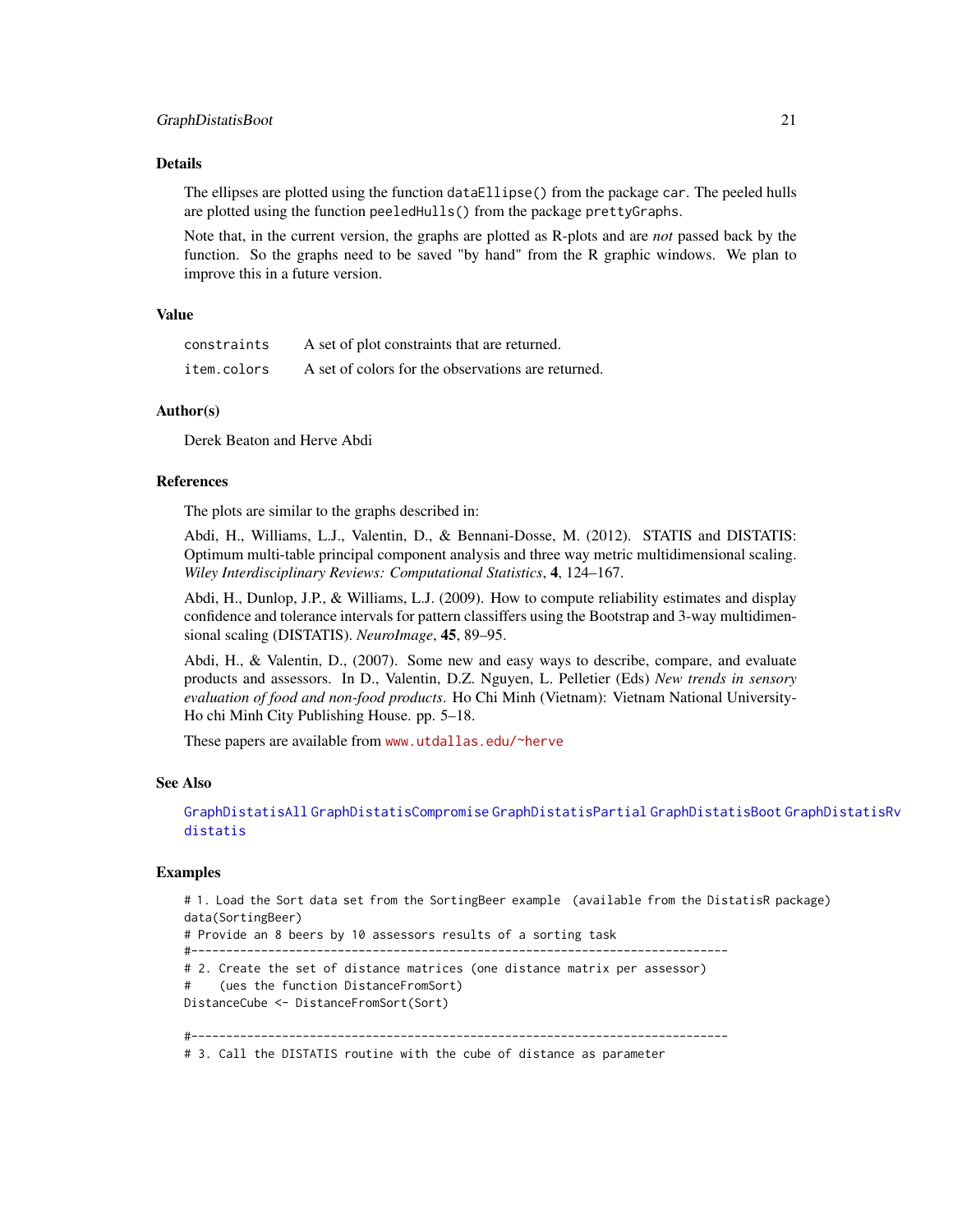### Details

The ellipses are plotted using the function `dataEllipse()` from the package `car`. The peeled hulls are plotted using the function `peeledHulls()` from the package `prettyGraphs`.

Note that, in the current version, the graphs are plotted as R-plots and are *not* passed back by the function. So the graphs need to be saved "by hand" from the R graphic windows. We plan to improve this in a future version.

### Value

| | |
|---|---|
| `constraints` | A set of plot constraints that are returned. |
| `item.colors` | A set of colors for the observations are returned. |

### Author(s)

Derek Beaton and Herve Abdi

### References

The plots are similar to the graphs described in:

Abdi, H., Williams, L.J., Valentin, D., & Bennani-Dosse, M. (2012). STATIS and DISTATIS: Optimum multi-table principal component analysis and three way metric multidimensional scaling. *Wiley Interdisciplinary Reviews: Computational Statistics*, **4**, 124–167.

Abdi, H., Dunlop, J.P., & Williams, L.J. (2009). How to compute reliability estimates and display confidence and tolerance intervals for pattern classiffers using the Bootstrap and 3-way multidimensional scaling (DISTATIS). *NeuroImage*, **45**, 89–95.

Abdi, H., & Valentin, D., (2007). Some new and easy ways to describe, compare, and evaluate products and assessors. In D., Valentin, D.Z. Nguyen, L. Pelletier (Eds) *New trends in sensory evaluation of food and non-food products*. Ho Chi Minh (Vietnam): Vietnam National University-Ho chi Minh City Publishing House. pp. 5–18.

These papers are available from www.utdallas.edu/~herve

### See Also

GraphDistatisAll GraphDistatisCompromise GraphDistatisPartial GraphDistatisBoot GraphDistatisRv distatis

### Examples

```
# 1. Load the Sort data set from the SortingBeer example  (available from the DistatisR package)
data(SortingBeer)
# Provide an 8 beers by 10 assessors results of a sorting task
#-----------------------------------------------------------------------------
# 2. Create the set of distance matrices (one distance matrix per assessor)
#    (ues the function DistanceFromSort)
DistanceCube <- DistanceFromSort(Sort)

#-----------------------------------------------------------------------------
# 3. Call the DISTATIS routine with the cube of distance as parameter
```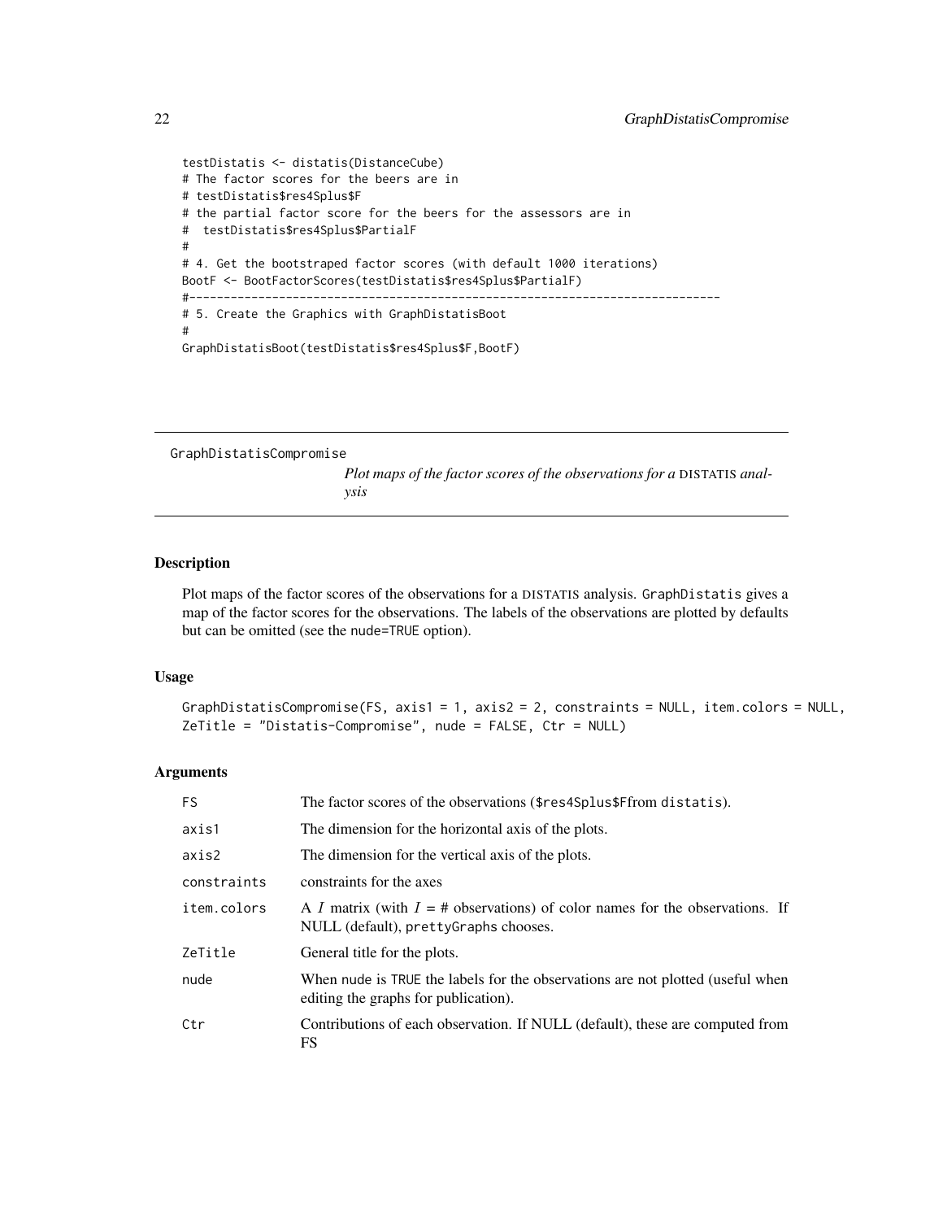```
testDistatis <- distatis(DistanceCube)
# The factor scores for the beers are in
# testDistatis$res4Splus$F
# the partial factor score for the beers for the assessors are in
#  testDistatis$res4Splus$PartialF
#
# 4. Get the bootstraped factor scores (with default 1000 iterations)
BootF <- BootFactorScores(testDistatis$res4Splus$PartialF)
#--------------------------------------------------------------------------------
# 5. Create the Graphics with GraphDistatisBoot
#
GraphDistatisBoot(testDistatis$res4Splus$F,BootF)
```

---

## GraphDistatisCompromise

*Plot maps of the factor scores of the observations for a* DISTATIS *analysis*

---

### Description

Plot maps of the factor scores of the observations for a DISTATIS analysis. GraphDistatis gives a map of the factor scores for the observations. The labels of the observations are plotted by defaults but can be omitted (see the nude=TRUE option).

### Usage

```
GraphDistatisCompromise(FS, axis1 = 1, axis2 = 2, constraints = NULL, item.colors = NULL,
ZeTitle = "Distatis-Compromise", nude = FALSE, Ctr = NULL)
```

### Arguments

| | |
|---|---|
| FS | The factor scores of the observations ($res4Splus$Ffrom distatis). |
| axis1 | The dimension for the horizontal axis of the plots. |
| axis2 | The dimension for the vertical axis of the plots. |
| constraints | constraints for the axes |
| item.colors | A $I$ matrix (with $I$ = # observations) of color names for the observations. If NULL (default), prettyGraphs chooses. |
| ZeTitle | General title for the plots. |
| nude | When nude is TRUE the labels for the observations are not plotted (useful when editing the graphs for publication). |
| Ctr | Contributions of each observation. If NULL (default), these are computed from FS |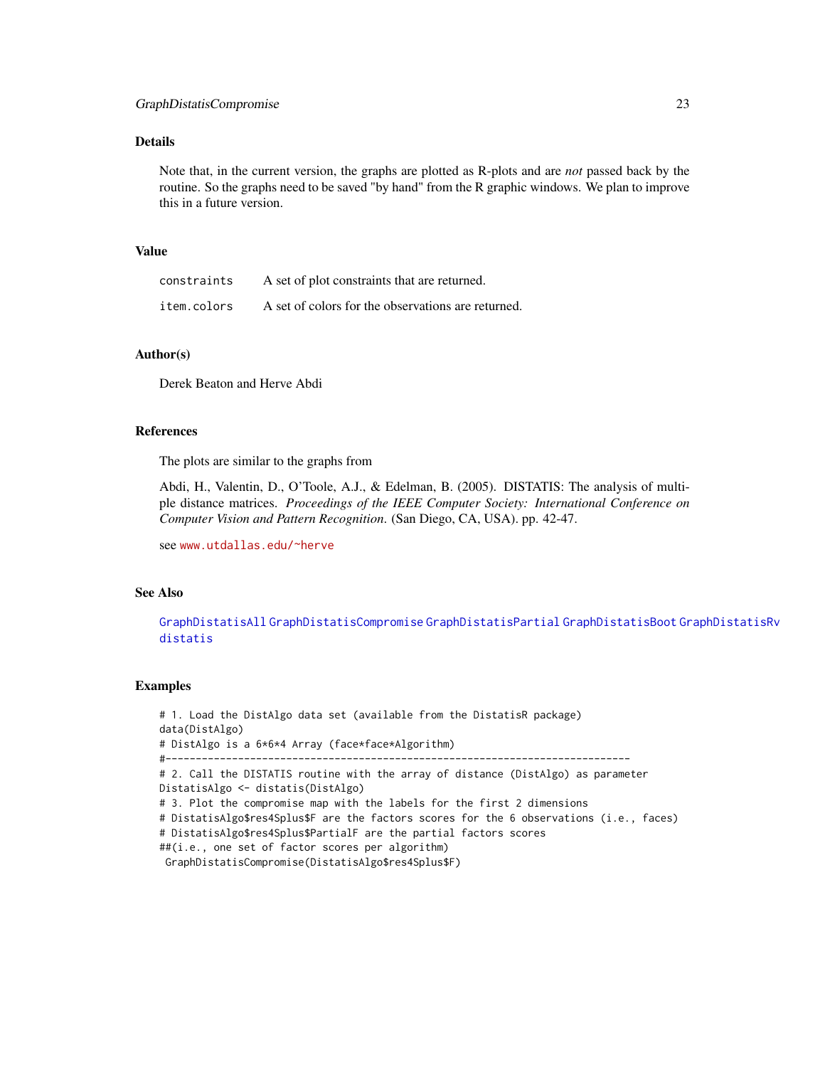## Details

Note that, in the current version, the graphs are plotted as R-plots and are *not* passed back by the routine. So the graphs need to be saved "by hand" from the R graphic windows. We plan to improve this in a future version.

## Value

| | |
|---|---|
| constraints | A set of plot constraints that are returned. |
| item.colors | A set of colors for the observations are returned. |

## Author(s)

Derek Beaton and Herve Abdi

## References

The plots are similar to the graphs from

Abdi, H., Valentin, D., O'Toole, A.J., & Edelman, B. (2005). DISTATIS: The analysis of multiple distance matrices. *Proceedings of the IEEE Computer Society: International Conference on Computer Vision and Pattern Recognition*. (San Diego, CA, USA). pp. 42-47.

see www.utdallas.edu/~herve

## See Also

GraphDistatisAll GraphDistatisCompromise GraphDistatisPartial GraphDistatisBoot GraphDistatisRv distatis

## Examples

```
# 1. Load the DistAlgo data set (available from the DistatisR package)
data(DistAlgo)
# DistAlgo is a 6*6*4 Array (face*face*Algorithm)
#-----------------------------------------------------------------------------
# 2. Call the DISTATIS routine with the array of distance (DistAlgo) as parameter
DistatisAlgo <- distatis(DistAlgo)
# 3. Plot the compromise map with the labels for the first 2 dimensions
# DistatisAlgo$res4Splus$F are the factors scores for the 6 observations (i.e., faces)
# DistatisAlgo$res4Splus$PartialF are the partial factors scores
##(i.e., one set of factor scores per algorithm)
 GraphDistatisCompromise(DistatisAlgo$res4Splus$F)
```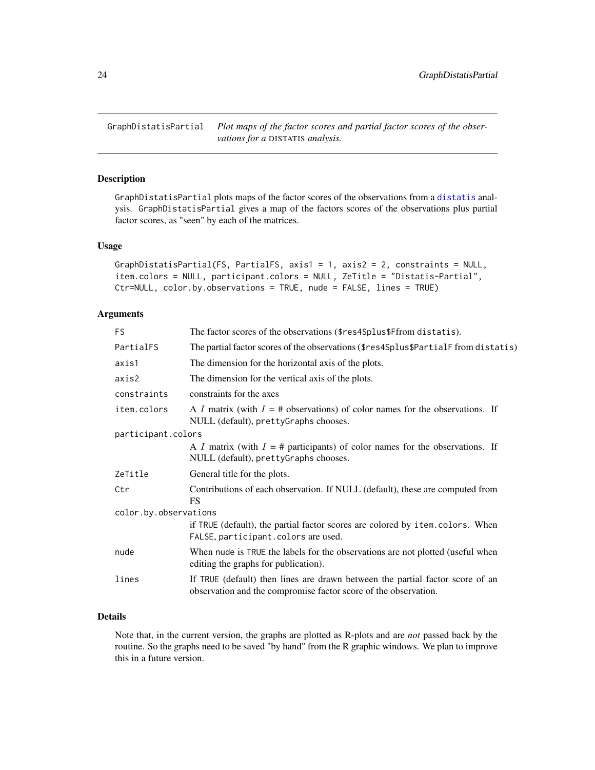# GraphDistatisPartial

*Plot maps of the factor scores and partial factor scores of the observations for a* DISTATIS *analysis.*

## Description

GraphDistatisPartial plots maps of the factor scores of the observations from a distatis analysis. GraphDistatisPartial gives a map of the factors scores of the observations plus partial factor scores, as "seen" by each of the matrices.

## Usage

```
GraphDistatisPartial(FS, PartialFS, axis1 = 1, axis2 = 2, constraints = NULL,
item.colors = NULL, participant.colors = NULL, ZeTitle = "Distatis-Partial",
Ctr=NULL, color.by.observations = TRUE, nude = FALSE, lines = TRUE)
```

## Arguments

| | |
|---|---|
| FS | The factor scores of the observations ($res4Splus$Ffrom distatis). |
| PartialFS | The partial factor scores of the observations ($res4Splus$PartialF from distatis) |
| axis1 | The dimension for the horizontal axis of the plots. |
| axis2 | The dimension for the vertical axis of the plots. |
| constraints | constraints for the axes |
| item.colors | A $I$ matrix (with $I$ = # observations) of color names for the observations. If NULL (default), prettyGraphs chooses. |
| participant.colors | A $I$ matrix (with $I$ = # participants) of color names for the observations. If NULL (default), prettyGraphs chooses. |
| ZeTitle | General title for the plots. |
| Ctr | Contributions of each observation. If NULL (default), these are computed from FS |
| color.by.observations | if TRUE (default), the partial factor scores are colored by item.colors. When FALSE, participant.colors are used. |
| nude | When nude is TRUE the labels for the observations are not plotted (useful when editing the graphs for publication). |
| lines | If TRUE (default) then lines are drawn between the partial factor score of an observation and the compromise factor score of the observation. |

## Details

Note that, in the current version, the graphs are plotted as R-plots and are *not* passed back by the routine. So the graphs need to be saved "by hand" from the R graphic windows. We plan to improve this in a future version.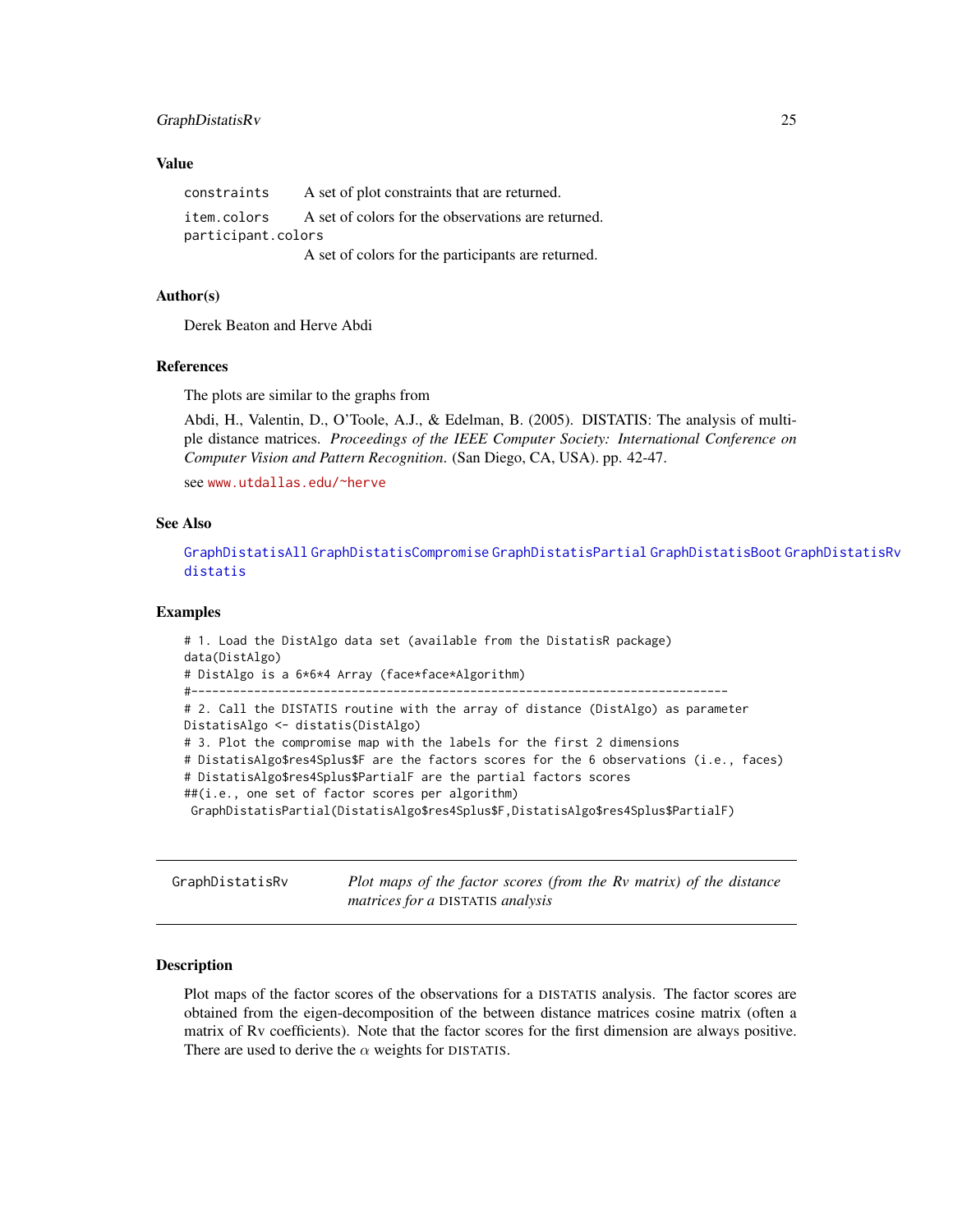### Value

| | |
|---|---|
| constraints | A set of plot constraints that are returned. |
| item.colors | A set of colors for the observations are returned. |
| participant.colors | A set of colors for the participants are returned. |

### Author(s)

Derek Beaton and Herve Abdi

### References

The plots are similar to the graphs from

Abdi, H., Valentin, D., O'Toole, A.J., & Edelman, B. (2005). DISTATIS: The analysis of multiple distance matrices. *Proceedings of the IEEE Computer Society: International Conference on Computer Vision and Pattern Recognition*. (San Diego, CA, USA). pp. 42-47.

see www.utdallas.edu/~herve

### See Also

GraphDistatisAll GraphDistatisCompromise GraphDistatisPartial GraphDistatisBoot GraphDistatisRv distatis

### Examples

```
# 1. Load the DistAlgo data set (available from the DistatisR package)
data(DistAlgo)
# DistAlgo is a 6*6*4 Array (face*face*Algorithm)
#-----------------------------------------------------------------------------
# 2. Call the DISTATIS routine with the array of distance (DistAlgo) as parameter
DistatisAlgo <- distatis(DistAlgo)
# 3. Plot the compromise map with the labels for the first 2 dimensions
# DistatisAlgo$res4Splus$F are the factors scores for the 6 observations (i.e., faces)
# DistatisAlgo$res4Splus$PartialF are the partial factors scores
##(i.e., one set of factor scores per algorithm)
 GraphDistatisPartial(DistatisAlgo$res4Splus$F,DistatisAlgo$res4Splus$PartialF)
```

---

## GraphDistatisRv — *Plot maps of the factor scores (from the Rv matrix) of the distance matrices for a DISTATIS analysis*

### Description

Plot maps of the factor scores of the observations for a DISTATIS analysis. The factor scores are obtained from the eigen-decomposition of the between distance matrices cosine matrix (often a matrix of Rv coefficients). Note that the factor scores for the first dimension are always positive. There are used to derive the $\alpha$ weights for DISTATIS.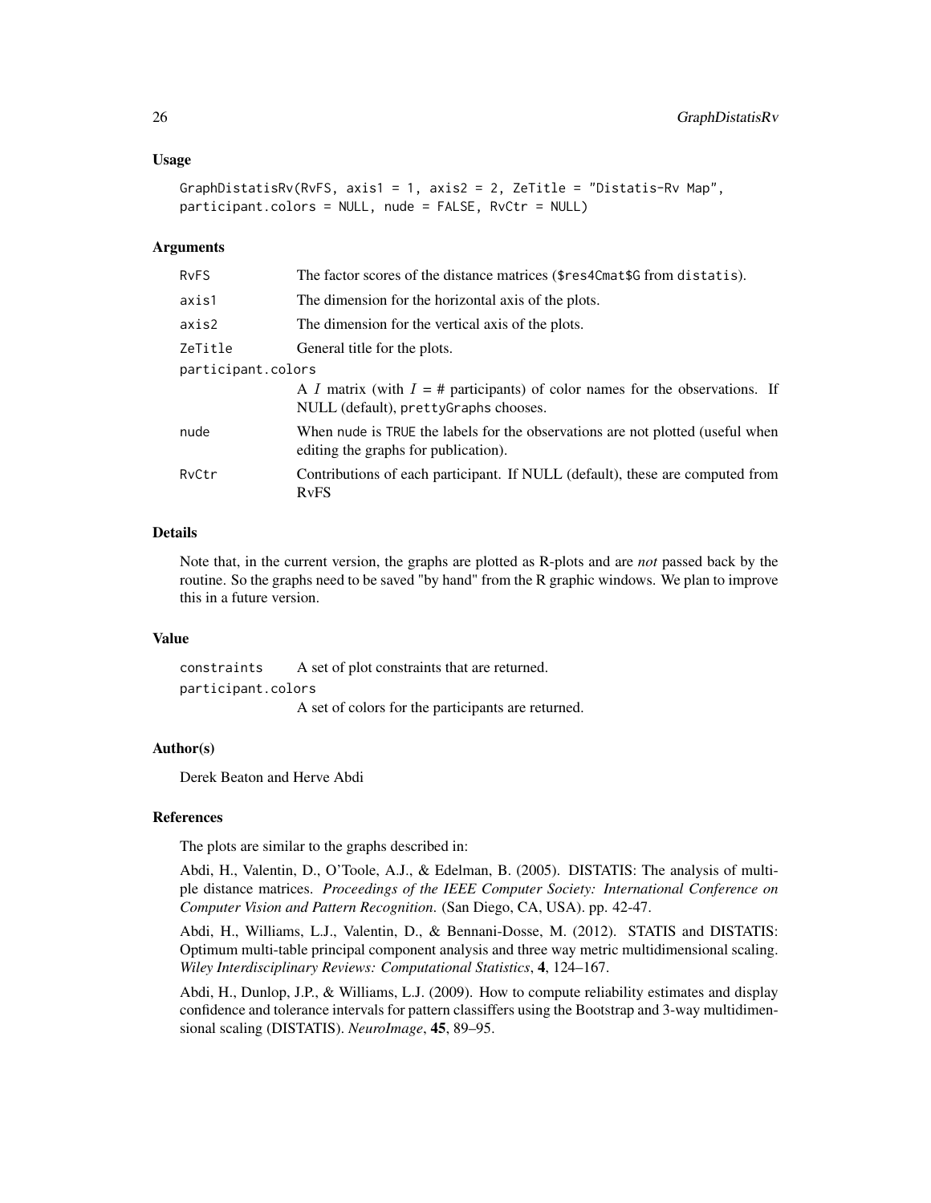## Usage

```
GraphDistatisRv(RvFS, axis1 = 1, axis2 = 2, ZeTitle = "Distatis-Rv Map",
participant.colors = NULL, nude = FALSE, RvCtr = NULL)
```

## Arguments

| | |
|---|---|
| RvFS | The factor scores of the distance matrices ($res4Cmat$G from distatis). |
| axis1 | The dimension for the horizontal axis of the plots. |
| axis2 | The dimension for the vertical axis of the plots. |
| ZeTitle | General title for the plots. |
| participant.colors | A $I$ matrix (with $I$ = # participants) of color names for the observations. If NULL (default), prettyGraphs chooses. |
| nude | When nude is TRUE the labels for the observations are not plotted (useful when editing the graphs for publication). |
| RvCtr | Contributions of each participant. If NULL (default), these are computed from RvFS |

## Details

Note that, in the current version, the graphs are plotted as R-plots and are *not* passed back by the routine. So the graphs need to be saved "by hand" from the R graphic windows. We plan to improve this in a future version.

## Value

| | |
|---|---|
| constraints | A set of plot constraints that are returned. |
| participant.colors | A set of colors for the participants are returned. |

## Author(s)

Derek Beaton and Herve Abdi

## References

The plots are similar to the graphs described in:

Abdi, H., Valentin, D., O'Toole, A.J., & Edelman, B. (2005). DISTATIS: The analysis of multiple distance matrices. *Proceedings of the IEEE Computer Society: International Conference on Computer Vision and Pattern Recognition*. (San Diego, CA, USA). pp. 42-47.

Abdi, H., Williams, L.J., Valentin, D., & Bennani-Dosse, M. (2012). STATIS and DISTATIS: Optimum multi-table principal component analysis and three way metric multidimensional scaling. *Wiley Interdisciplinary Reviews: Computational Statistics*, **4**, 124–167.

Abdi, H., Dunlop, J.P., & Williams, L.J. (2009). How to compute reliability estimates and display confidence and tolerance intervals for pattern classiffers using the Bootstrap and 3-way multidimensional scaling (DISTATIS). *NeuroImage*, **45**, 89–95.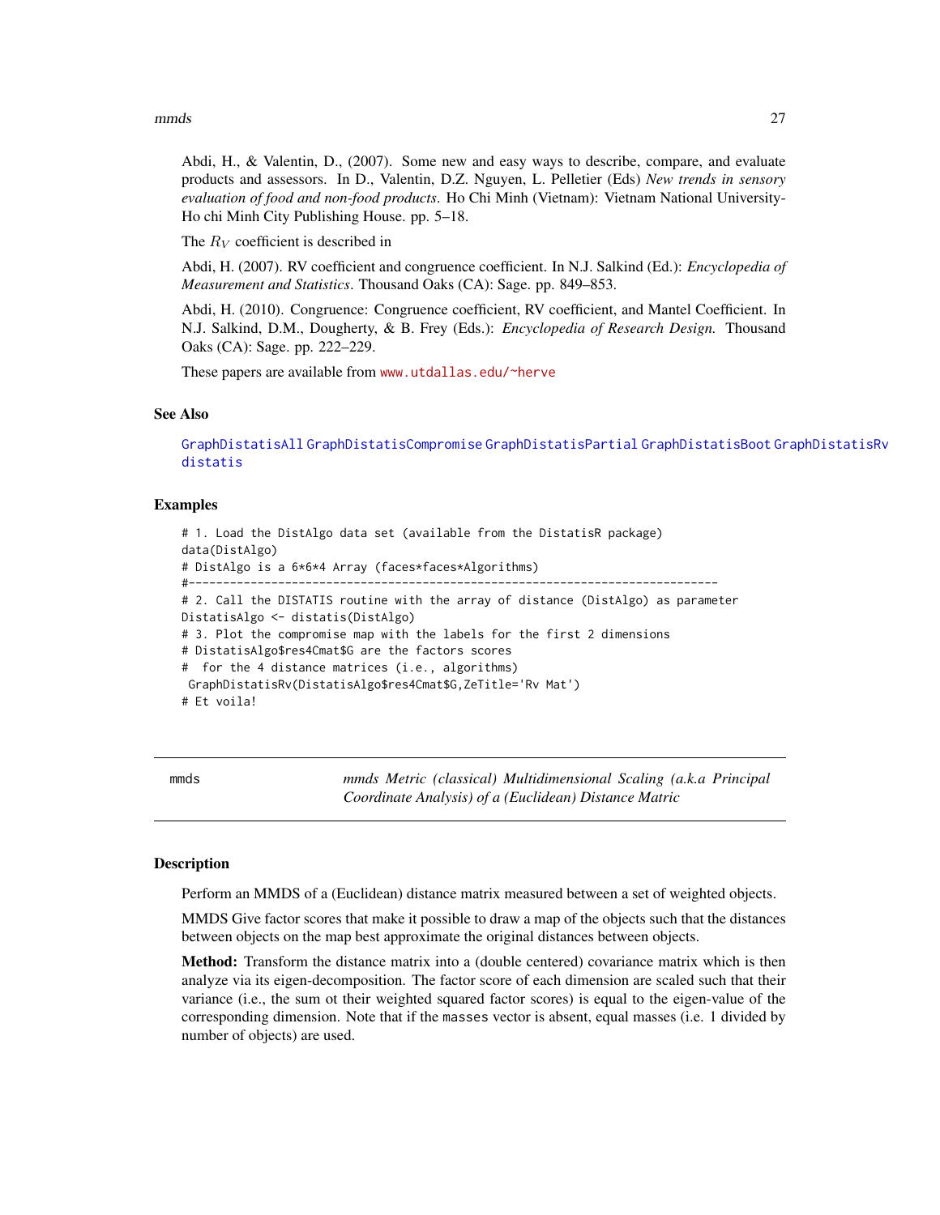Abdi, H., & Valentin, D., (2007). Some new and easy ways to describe, compare, and evaluate products and assessors. In D., Valentin, D.Z. Nguyen, L. Pelletier (Eds) *New trends in sensory evaluation of food and non-food products*. Ho Chi Minh (Vietnam): Vietnam National University-Ho chi Minh City Publishing House. pp. 5–18.

The $R_V$ coefficient is described in

Abdi, H. (2007). RV coefficient and congruence coefficient. In N.J. Salkind (Ed.): *Encyclopedia of Measurement and Statistics*. Thousand Oaks (CA): Sage. pp. 849–853.

Abdi, H. (2010). Congruence: Congruence coefficient, RV coefficient, and Mantel Coefficient. In N.J. Salkind, D.M., Dougherty, & B. Frey (Eds.): *Encyclopedia of Research Design.* Thousand Oaks (CA): Sage. pp. 222–229.

These papers are available from www.utdallas.edu/~herve

### See Also

GraphDistatisAll GraphDistatisCompromise GraphDistatisPartial GraphDistatisBoot GraphDistatisRv distatis

### Examples

```
# 1. Load the DistAlgo data set (available from the DistatisR package)
data(DistAlgo)
# DistAlgo is a 6*6*4 Array (faces*faces*Algorithms)
#-----------------------------------------------------------------------------
# 2. Call the DISTATIS routine with the array of distance (DistAlgo) as parameter
DistatisAlgo <- distatis(DistAlgo)
# 3. Plot the compromise map with the labels for the first 2 dimensions
# DistatisAlgo$res4Cmat$G are the factors scores
#  for the 4 distance matrices (i.e., algorithms)
 GraphDistatisRv(DistatisAlgo$res4Cmat$G,ZeTitle='Rv Mat')
# Et voila!
```

---

## mmds — *mmds Metric (classical) Multidimensional Scaling (a.k.a Principal Coordinate Analysis) of a (Euclidean) Distance Matric*

### Description

Perform an MMDS of a (Euclidean) distance matrix measured between a set of weighted objects.

MMDS Give factor scores that make it possible to draw a map of the objects such that the distances between objects on the map best approximate the original distances between objects.

**Method:** Transform the distance matrix into a (double centered) covariance matrix which is then analyze via its eigen-decomposition. The factor score of each dimension are scaled such that their variance (i.e., the sum ot their weighted squared factor scores) is equal to the eigen-value of the corresponding dimension. Note that if the masses vector is absent, equal masses (i.e. 1 divided by number of objects) are used.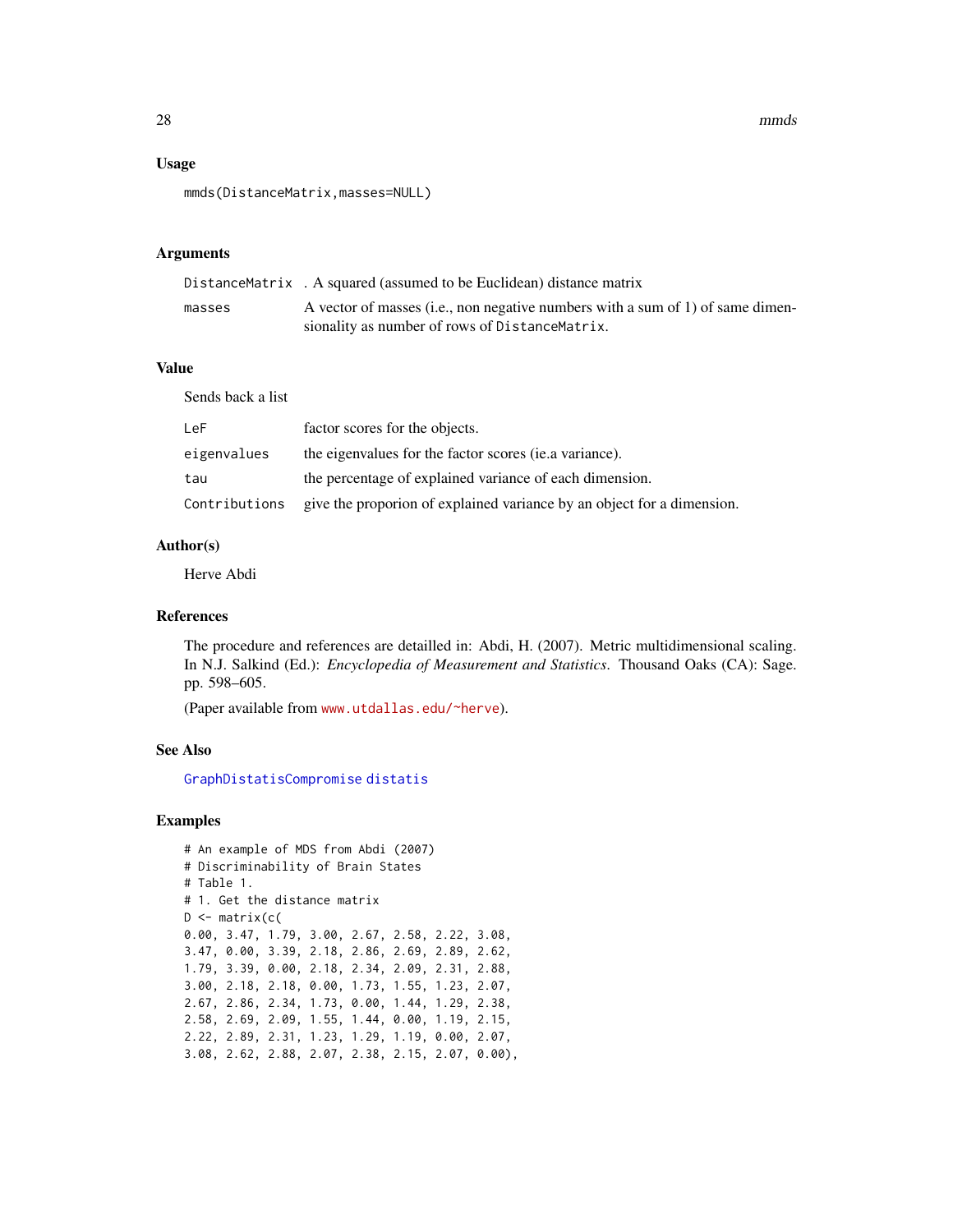## Usage

```
mmds(DistanceMatrix,masses=NULL)
```

## Arguments

| | |
|---|---|
| `DistanceMatrix` | . A squared (assumed to be Euclidean) distance matrix |
| `masses` | A vector of masses (i.e., non negative numbers with a sum of 1) of same dimensionality as number of rows of `DistanceMatrix`. |

## Value

Sends back a list

| | |
|---|---|
| `LeF` | factor scores for the objects. |
| `eigenvalues` | the eigenvalues for the factor scores (ie.a variance). |
| `tau` | the percentage of explained variance of each dimension. |
| `Contributions` | give the proporion of explained variance by an object for a dimension. |

## Author(s)

Herve Abdi

## References

The procedure and references are detailled in: Abdi, H. (2007). Metric multidimensional scaling. In N.J. Salkind (Ed.): *Encyclopedia of Measurement and Statistics*. Thousand Oaks (CA): Sage. pp. 598–605.

(Paper available from www.utdallas.edu/~herve).

## See Also

GraphDistatisCompromise distatis

## Examples

```
# An example of MDS from Abdi (2007)
# Discriminability of Brain States
# Table 1.
# 1. Get the distance matrix
D <- matrix(c(
0.00, 3.47, 1.79, 3.00, 2.67, 2.58, 2.22, 3.08,
3.47, 0.00, 3.39, 2.18, 2.86, 2.69, 2.89, 2.62,
1.79, 3.39, 0.00, 2.18, 2.34, 2.09, 2.31, 2.88,
3.00, 2.18, 2.18, 0.00, 1.73, 1.55, 1.23, 2.07,
2.67, 2.86, 2.34, 1.73, 0.00, 1.44, 1.29, 2.38,
2.58, 2.69, 2.09, 1.55, 1.44, 0.00, 1.19, 2.15,
2.22, 2.89, 2.31, 1.23, 1.29, 1.19, 0.00, 2.07,
3.08, 2.62, 2.88, 2.07, 2.38, 2.15, 2.07, 0.00),
```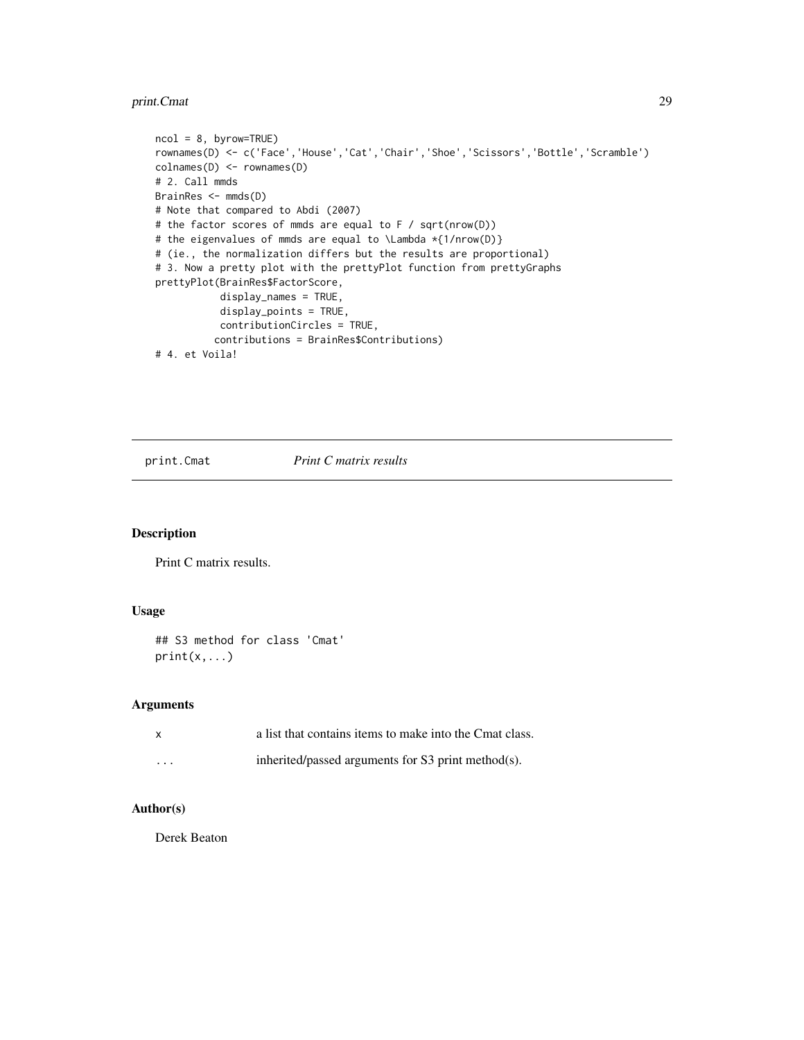```
ncol = 8, byrow=TRUE)
rownames(D) <- c('Face','House','Cat','Chair','Shoe','Scissors','Bottle','Scramble')
colnames(D) <- rownames(D)
# 2. Call mmds
BrainRes <- mmds(D)
# Note that compared to Abdi (2007)
# the factor scores of mmds are equal to F / sqrt(nrow(D))
# the eigenvalues of mmds are equal to \Lambda *{1/nrow(D)}
# (ie., the normalization differs but the results are proportional)
# 3. Now a pretty plot with the prettyPlot function from prettyGraphs
prettyPlot(BrainRes$FactorScore,
           display_names = TRUE,
           display_points = TRUE,
           contributionCircles = TRUE,
          contributions = BrainRes$Contributions)
# 4. et Voila!
```

## print.Cmat *Print C matrix results*

### Description

Print C matrix results.

### Usage

```
## S3 method for class 'Cmat'
print(x,...)
```

### Arguments

| | |
|---|---|
| x | a list that contains items to make into the Cmat class. |
| ... | inherited/passed arguments for S3 print method(s). |

### Author(s)

Derek Beaton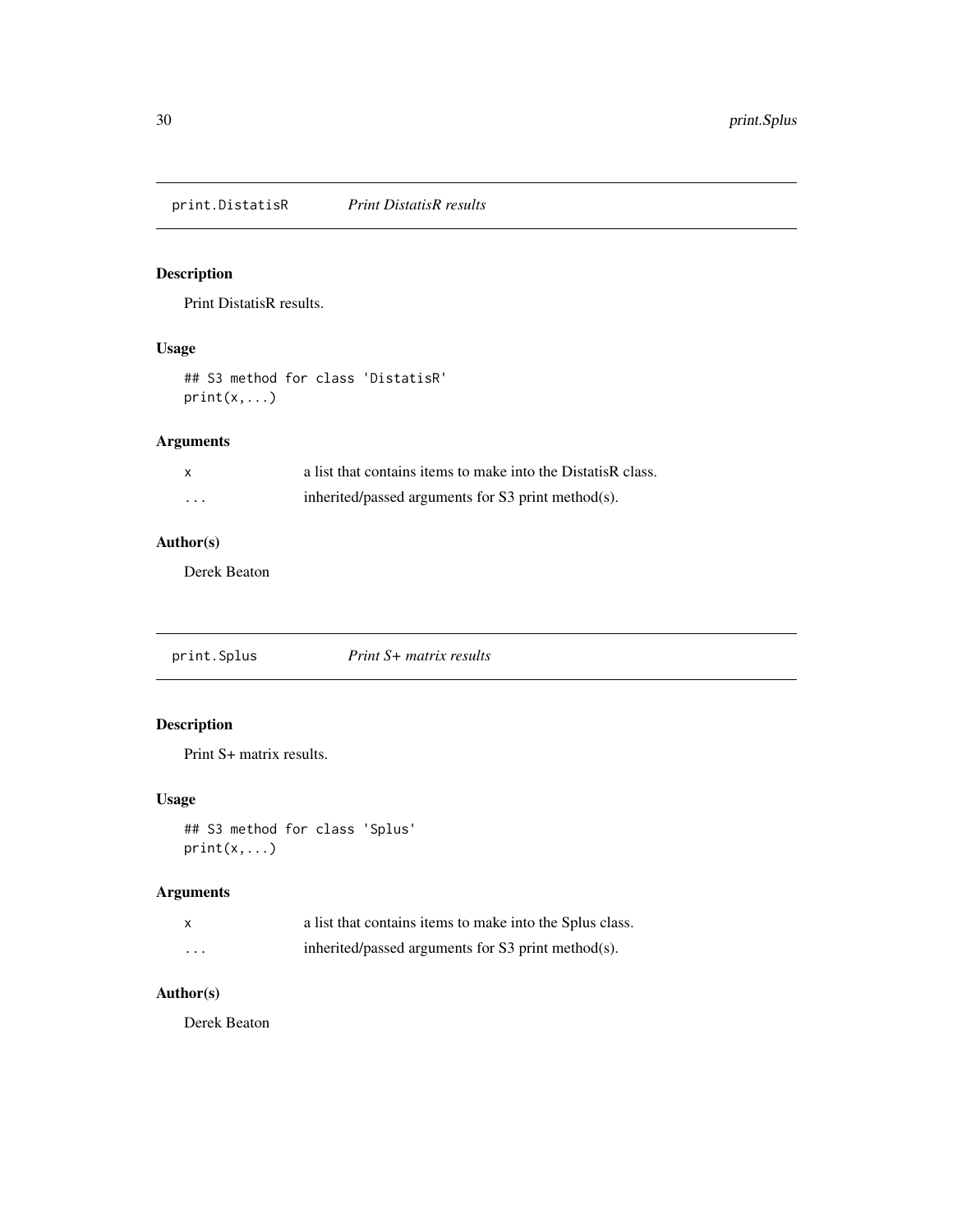## print.DistatisR *Print DistatisR results*

### Description

Print DistatisR results.

### Usage

```
## S3 method for class 'DistatisR'
print(x,...)
```

### Arguments

| | |
|---|---|
| x | a list that contains items to make into the DistatisR class. |
| ... | inherited/passed arguments for S3 print method(s). |

### Author(s)

Derek Beaton

## print.Splus *Print S+ matrix results*

### Description

Print S+ matrix results.

### Usage

```
## S3 method for class 'Splus'
print(x,...)
```

### Arguments

| | |
|---|---|
| x | a list that contains items to make into the Splus class. |
| ... | inherited/passed arguments for S3 print method(s). |

### Author(s)

Derek Beaton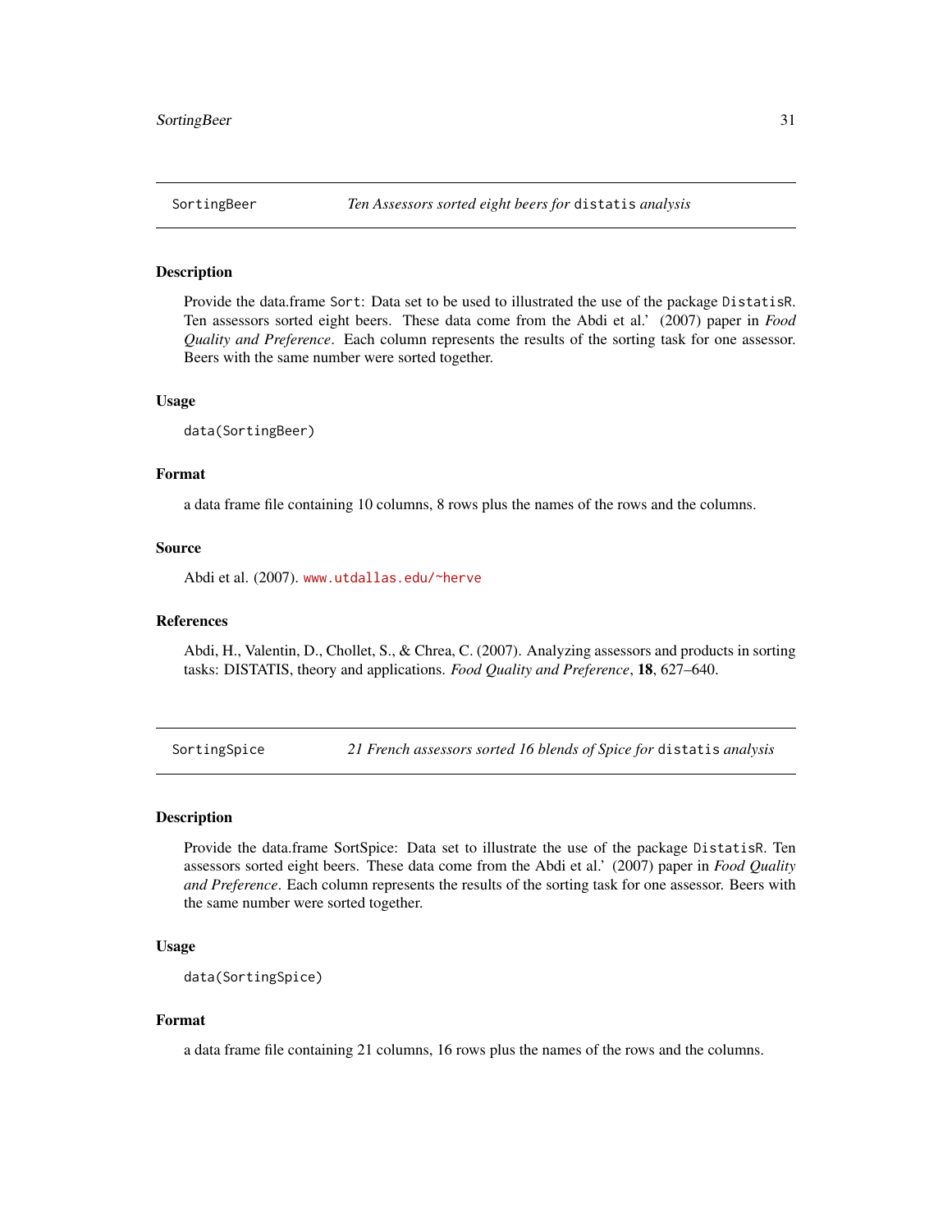## SortingBeer — *Ten Assessors sorted eight beers for* `distatis` *analysis*

### Description

Provide the data.frame `Sort`: Data set to be used to illustrated the use of the package `DistatisR`. Ten assessors sorted eight beers. These data come from the Abdi et al.' (2007) paper in *Food Quality and Preference*. Each column represents the results of the sorting task for one assessor. Beers with the same number were sorted together.

### Usage

```
data(SortingBeer)
```

### Format

a data frame file containing 10 columns, 8 rows plus the names of the rows and the columns.

### Source

Abdi et al. (2007). www.utdallas.edu/~herve

### References

Abdi, H., Valentin, D., Chollet, S., & Chrea, C. (2007). Analyzing assessors and products in sorting tasks: DISTATIS, theory and applications. *Food Quality and Preference*, **18**, 627–640.

## SortingSpice — *21 French assessors sorted 16 blends of Spice for* `distatis` *analysis*

### Description

Provide the data.frame SortSpice: Data set to illustrate the use of the package `DistatisR`. Ten assessors sorted eight beers. These data come from the Abdi et al.' (2007) paper in *Food Quality and Preference*. Each column represents the results of the sorting task for one assessor. Beers with the same number were sorted together.

### Usage

```
data(SortingSpice)
```

### Format

a data frame file containing 21 columns, 16 rows plus the names of the rows and the columns.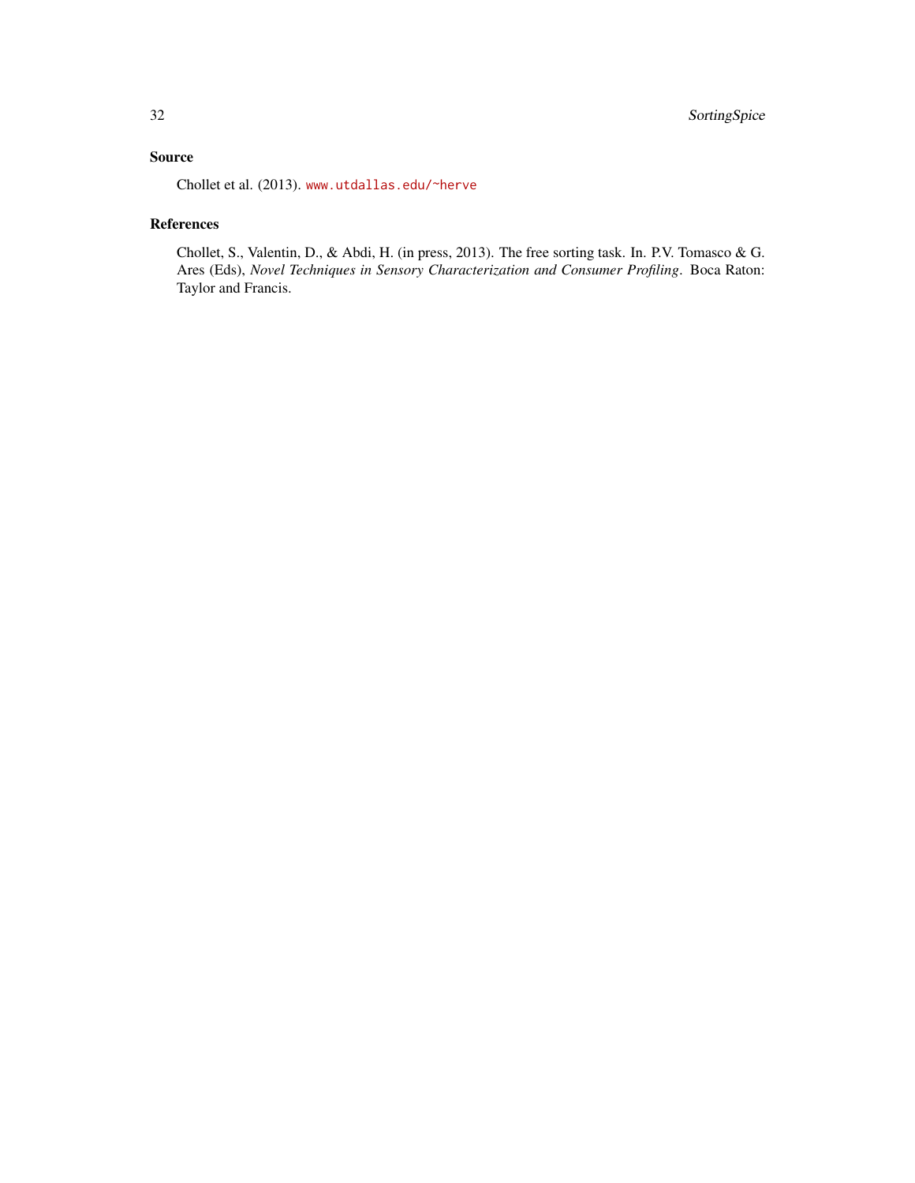## Source

Chollet et al. (2013). www.utdallas.edu/~herve

## References

Chollet, S., Valentin, D., & Abdi, H. (in press, 2013). The free sorting task. In. P.V. Tomasco & G. Ares (Eds), *Novel Techniques in Sensory Characterization and Consumer Profiling*. Boca Raton: Taylor and Francis.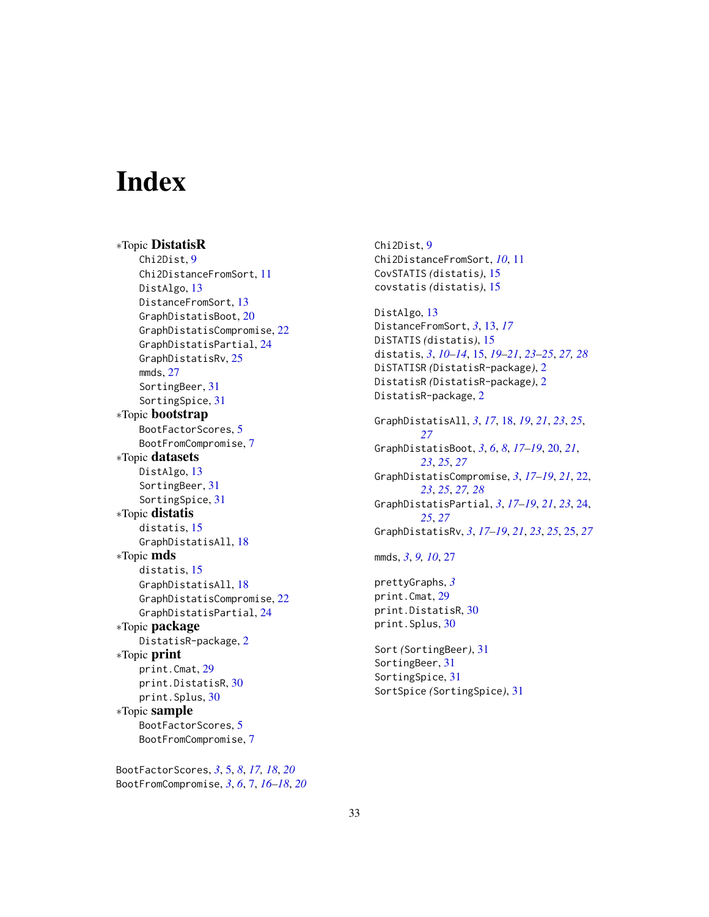# Index

*Topic **DistatisR**
- Chi2Dist, 9
- Chi2DistanceFromSort, 11
- DistAlgo, 13
- DistanceFromSort, 13
- GraphDistatisBoot, 20
- GraphDistatisCompromise, 22
- GraphDistatisPartial, 24
- GraphDistatisRv, 25
- mmds, 27
- SortingBeer, 31
- SortingSpice, 31

*Topic **bootstrap**
- BootFactorScores, 5
- BootFromCompromise, 7

*Topic **datasets**
- DistAlgo, 13
- SortingBeer, 31
- SortingSpice, 31

*Topic **distatis**
- distatis, 15
- GraphDistatisAll, 18

*Topic **mds**
- distatis, 15
- GraphDistatisAll, 18
- GraphDistatisCompromise, 22
- GraphDistatisPartial, 24

*Topic **package**
- DistatisR-package, 2

*Topic **print**
- print.Cmat, 29
- print.DistatisR, 30
- print.Splus, 30

*Topic **sample**
- BootFactorScores, 5
- BootFromCompromise, 7

BootFactorScores, *3*, 5, *8*, *17, 18*, *20*
BootFromCompromise, *3*, *6*, 7, *16–18*, *20*

Chi2Dist, 9
Chi2DistanceFromSort, *10*, 11
CovSTATIS *(distatis)*, 15
covstatis *(distatis)*, 15

DistAlgo, 13
DistanceFromSort, *3*, 13, *17*
DiSTATIS *(distatis)*, 15
distatis, *3*, *10–14*, 15, *19–21*, *23–25*, *27, 28*
DiSTATISR *(DistatisR-package)*, 2
DistatisR *(DistatisR-package)*, 2
DistatisR-package, 2

GraphDistatisAll, *3*, *17*, 18, *19*, *21*, *23*, *25*, *27*
GraphDistatisBoot, *3*, *6*, *8*, *17–19*, 20, *21*, *23*, *25*, *27*
GraphDistatisCompromise, *3*, *17–19*, *21*, 22, *23*, *25*, *27, 28*
GraphDistatisPartial, *3*, *17–19*, *21*, *23*, 24, *25*, *27*
GraphDistatisRv, *3*, *17–19*, *21*, *23*, *25*, 25, *27*

mmds, *3*, *9, 10*, 27

prettyGraphs, *3*
print.Cmat, 29
print.DistatisR, 30
print.Splus, 30

Sort *(SortingBeer)*, 31
SortingBeer, 31
SortingSpice, 31
SortSpice *(SortingSpice)*, 31